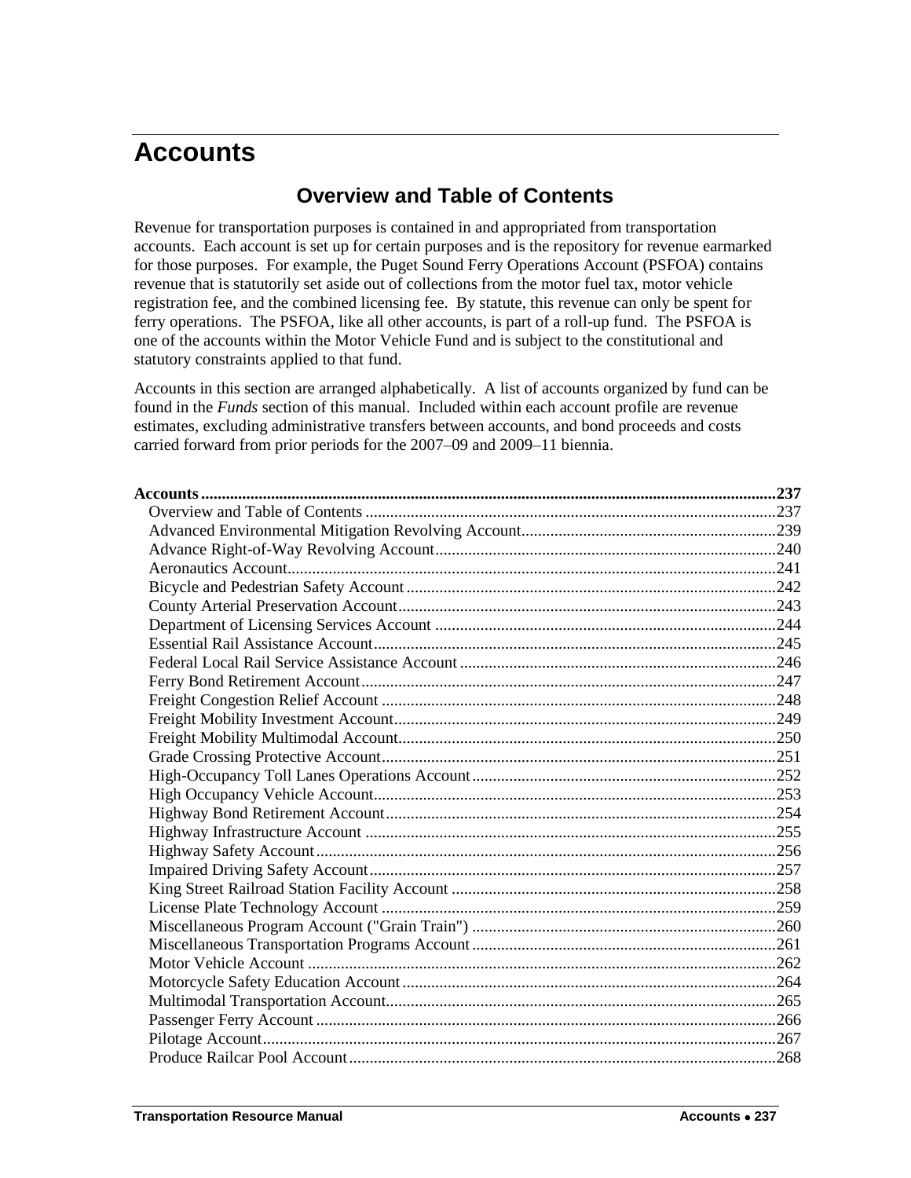# Accounts

## Overview and Table of Contents

Revenue for transportation purposes is contained in and appropriated from transportation accounts. Each account is set up for certain purposes and is the repository for revenue earmarked for those purposes. For example, the Puget Sound Ferry Operations Account (PSFOA) contains revenue that is statutorily set aside out of collections from the motor fuel tax, motor vehicle registration fee, and the combined licensing fee. By statute, this revenue can only be spent for ferry operations. The PSFOA, like all other accounts, is part of a roll-up fund. The PSFOA is one of the accounts within the Motor Vehicle Fund and is subject to the constitutional and statutory constraints applied to that fund.

Accounts in this section are arranged alphabetically. A list of accounts organized by fund can be found in the *Funds* section of this manual. Included within each account profile are revenue estimates, excluding administrative transfers between accounts, and bond proceeds and costs carried forward from prior periods for the 2007–09 and 2009–11 biennia.

**Accounts** ........................................................................ **237**
- Overview and Table of Contents ........................................ 237
- Advanced Environmental Mitigation Revolving Account ........ 239
- Advance Right-of-Way Revolving Account ........................... 240
- Aeronautics Account .......................................................... 241
- Bicycle and Pedestrian Safety Account ................................ 242
- County Arterial Preservation Account ................................. 243
- Department of Licensing Services Account .......................... 244
- Essential Rail Assistance Account ....................................... 245
- Federal Local Rail Service Assistance Account .................... 246
- Ferry Bond Retirement Account .......................................... 247
- Freight Congestion Relief Account ...................................... 248
- Freight Mobility Investment Account ................................... 249
- Freight Mobility Multimodal Account ................................... 250
- Grade Crossing Protective Account ..................................... 251
- High-Occupancy Toll Lanes Operations Account .................. 252
- High Occupancy Vehicle Account ........................................ 253
- Highway Bond Retirement Account ..................................... 254
- Highway Infrastructure Account .......................................... 255
- Highway Safety Account ..................................................... 256
- Impaired Driving Safety Account ......................................... 257
- King Street Railroad Station Facility Account ....................... 258
- License Plate Technology Account ...................................... 259
- Miscellaneous Program Account ("Grain Train") .................. 260
- Miscellaneous Transportation Programs Account ................. 261
- Motor Vehicle Account ........................................................ 262
- Motorcycle Safety Education Account ................................. 264
- Multimodal Transportation Account ..................................... 265
- Passenger Ferry Account .................................................... 266
- Pilotage Account ................................................................ 267
- Produce Railcar Pool Account ............................................. 268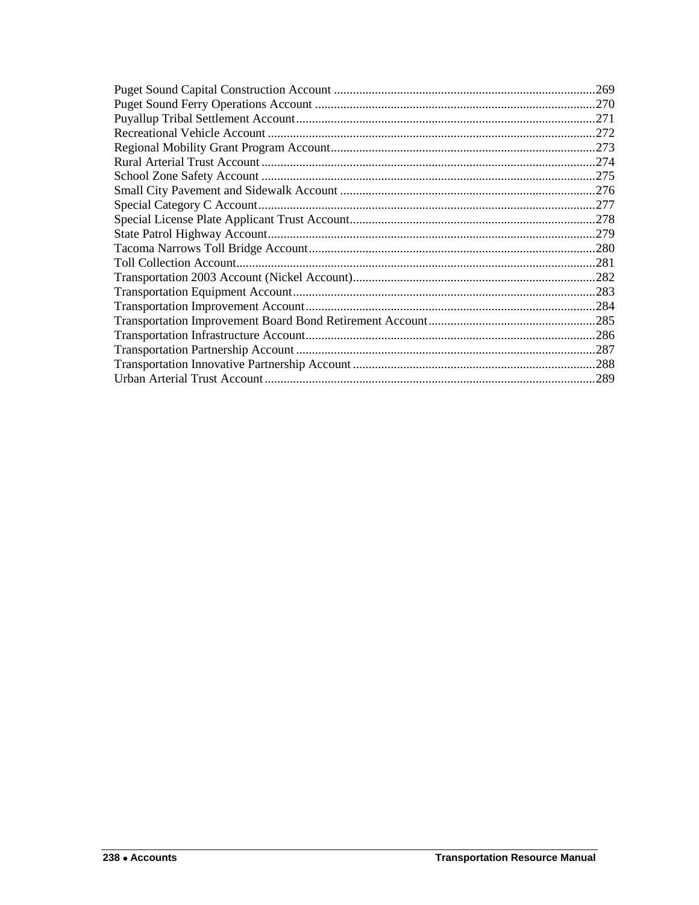Puget Sound Capital Construction Account ....................................................................................269
Puget Sound Ferry Operations Account .........................................................................................270
Puyallup Tribal Settlement Account................................................................................................271
Recreational Vehicle Account ........................................................................................................272
Regional Mobility Grant Program Account....................................................................................273
Rural Arterial Trust Account ..........................................................................................................274
School Zone Safety Account ..........................................................................................................275
Small City Pavement and Sidewalk Account .................................................................................276
Special Category C Account...........................................................................................................277
Special License Plate Applicant Trust Account..............................................................................278
State Patrol Highway Account........................................................................................................279
Tacoma Narrows Toll Bridge Account...........................................................................................280
Toll Collection Account..................................................................................................................281
Transportation 2003 Account (Nickel Account).............................................................................282
Transportation Equipment Account................................................................................................283
Transportation Improvement Account............................................................................................284
Transportation Improvement Board Bond Retirement Account.....................................................285
Transportation Infrastructure Account............................................................................................286
Transportation Partnership Account ...............................................................................................287
Transportation Innovative Partnership Account .............................................................................288
Urban Arterial Trust Account.........................................................................................................289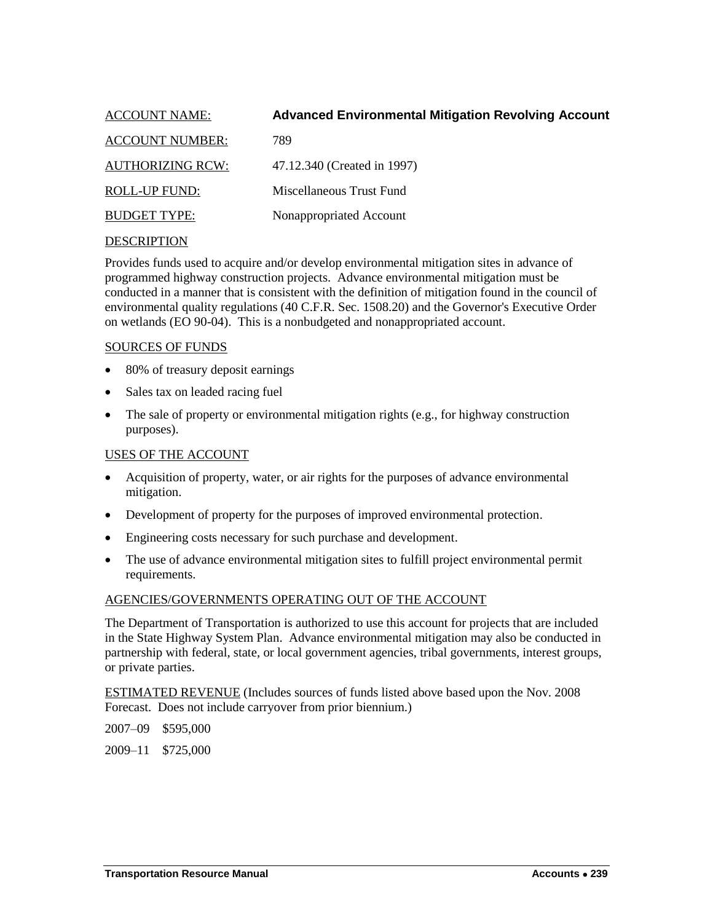ACCOUNT NAME: **Advanced Environmental Mitigation Revolving Account**

ACCOUNT NUMBER: 789

AUTHORIZING RCW: 47.12.340 (Created in 1997)

ROLL-UP FUND: Miscellaneous Trust Fund

BUDGET TYPE: Nonappropriated Account

## DESCRIPTION

Provides funds used to acquire and/or develop environmental mitigation sites in advance of programmed highway construction projects. Advance environmental mitigation must be conducted in a manner that is consistent with the definition of mitigation found in the council of environmental quality regulations (40 C.F.R. Sec. 1508.20) and the Governor's Executive Order on wetlands (EO 90-04). This is a nonbudgeted and nonappropriated account.

## SOURCES OF FUNDS

- 80% of treasury deposit earnings
- Sales tax on leaded racing fuel
- The sale of property or environmental mitigation rights (e.g., for highway construction purposes).

## USES OF THE ACCOUNT

- Acquisition of property, water, or air rights for the purposes of advance environmental mitigation.
- Development of property for the purposes of improved environmental protection.
- Engineering costs necessary for such purchase and development.
- The use of advance environmental mitigation sites to fulfill project environmental permit requirements.

## AGENCIES/GOVERNMENTS OPERATING OUT OF THE ACCOUNT

The Department of Transportation is authorized to use this account for projects that are included in the State Highway System Plan. Advance environmental mitigation may also be conducted in partnership with federal, state, or local government agencies, tribal governments, interest groups, or private parties.

## ESTIMATED REVENUE (Includes sources of funds listed above based upon the Nov. 2008 Forecast. Does not include carryover from prior biennium.)

2007–09 $595,000

2009–11 $725,000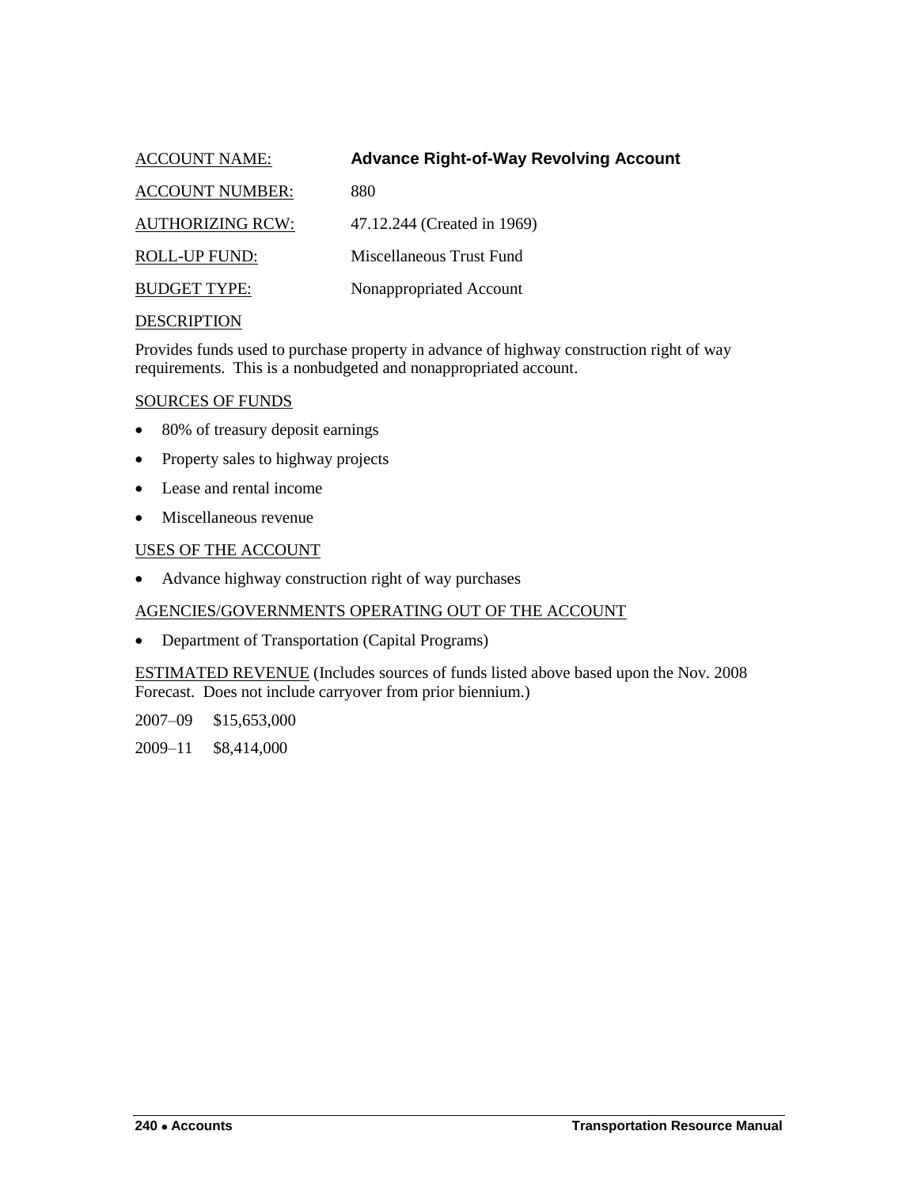ACCOUNT NAME: **Advance Right-of-Way Revolving Account**

ACCOUNT NUMBER: 880

AUTHORIZING RCW: 47.12.244 (Created in 1969)

ROLL-UP FUND: Miscellaneous Trust Fund

BUDGET TYPE: Nonappropriated Account

DESCRIPTION

Provides funds used to purchase property in advance of highway construction right of way requirements. This is a nonbudgeted and nonappropriated account.

SOURCES OF FUNDS

- 80% of treasury deposit earnings
- Property sales to highway projects
- Lease and rental income
- Miscellaneous revenue

USES OF THE ACCOUNT

- Advance highway construction right of way purchases

AGENCIES/GOVERNMENTS OPERATING OUT OF THE ACCOUNT

- Department of Transportation (Capital Programs)

ESTIMATED REVENUE (Includes sources of funds listed above based upon the Nov. 2008 Forecast. Does not include carryover from prior biennium.)

2007–09 $15,653,000

2009–11 $8,414,000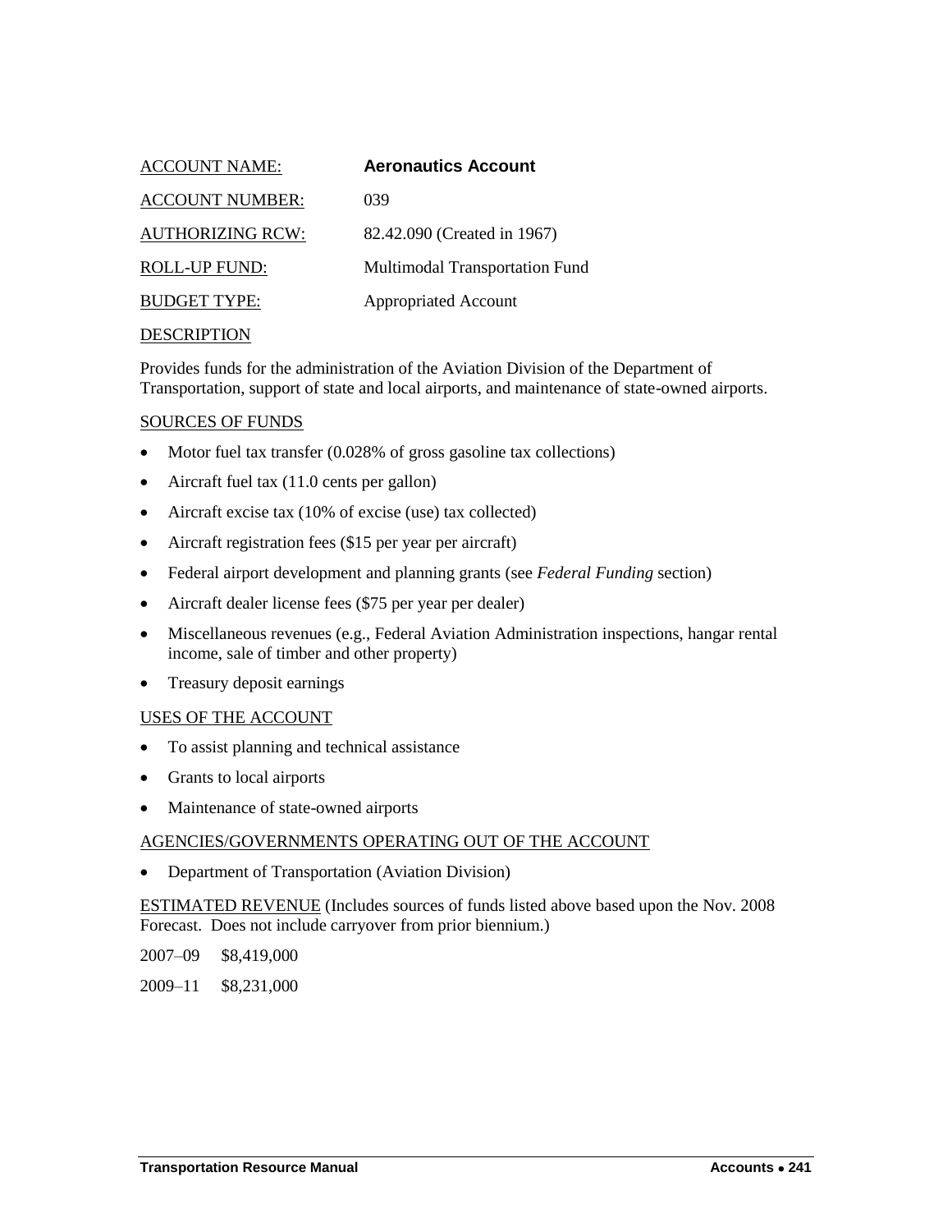| | |
|---|---|
| ACCOUNT NAME: | **Aeronautics Account** |
| ACCOUNT NUMBER: | 039 |
| AUTHORIZING RCW: | 82.42.090 (Created in 1967) |
| ROLL-UP FUND: | Multimodal Transportation Fund |
| BUDGET TYPE: | Appropriated Account |

DESCRIPTION

Provides funds for the administration of the Aviation Division of the Department of Transportation, support of state and local airports, and maintenance of state-owned airports.

SOURCES OF FUNDS

- Motor fuel tax transfer (0.028% of gross gasoline tax collections)
- Aircraft fuel tax (11.0 cents per gallon)
- Aircraft excise tax (10% of excise (use) tax collected)
- Aircraft registration fees ($15 per year per aircraft)
- Federal airport development and planning grants (see *Federal Funding* section)
- Aircraft dealer license fees ($75 per year per dealer)
- Miscellaneous revenues (e.g., Federal Aviation Administration inspections, hangar rental income, sale of timber and other property)
- Treasury deposit earnings

USES OF THE ACCOUNT

- To assist planning and technical assistance
- Grants to local airports
- Maintenance of state-owned airports

AGENCIES/GOVERNMENTS OPERATING OUT OF THE ACCOUNT

- Department of Transportation (Aviation Division)

ESTIMATED REVENUE (Includes sources of funds listed above based upon the Nov. 2008 Forecast. Does not include carryover from prior biennium.)

2007–09 $8,419,000

2009–11 $8,231,000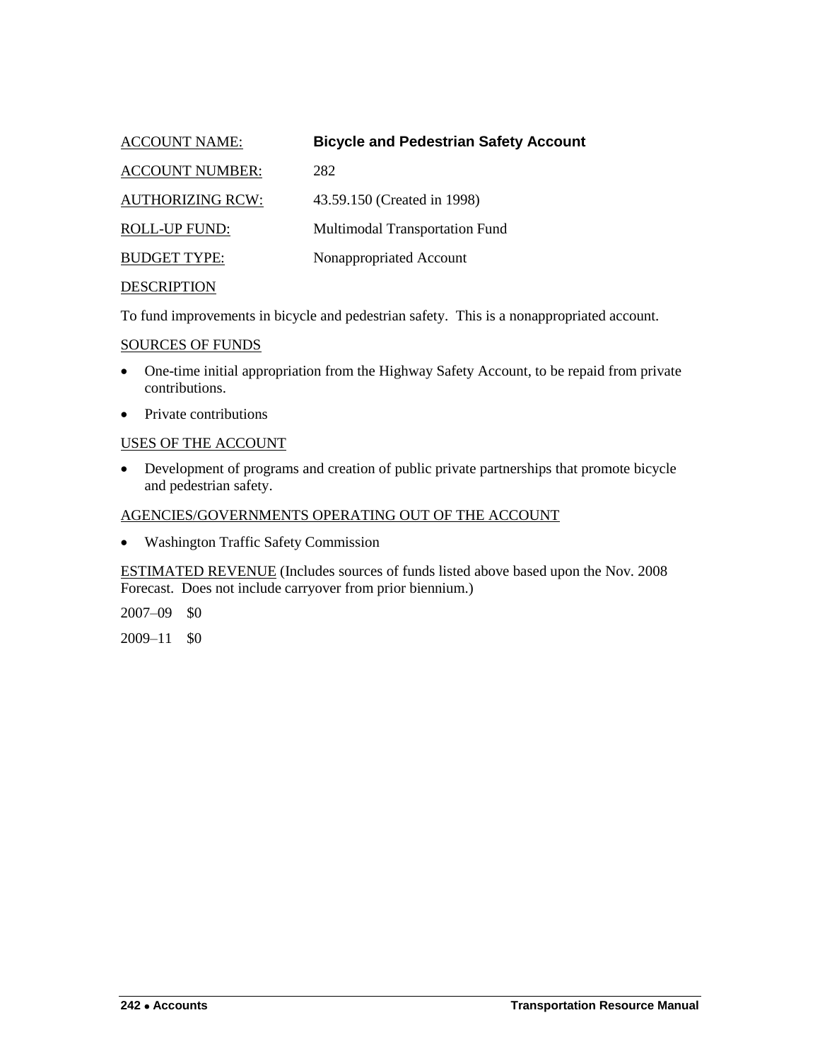ACCOUNT NAME: **Bicycle and Pedestrian Safety Account**

ACCOUNT NUMBER: 282

AUTHORIZING RCW: 43.59.150 (Created in 1998)

ROLL-UP FUND: Multimodal Transportation Fund

BUDGET TYPE: Nonappropriated Account

DESCRIPTION

To fund improvements in bicycle and pedestrian safety. This is a nonappropriated account.

SOURCES OF FUNDS

- One-time initial appropriation from the Highway Safety Account, to be repaid from private contributions.
- Private contributions

USES OF THE ACCOUNT

- Development of programs and creation of public private partnerships that promote bicycle and pedestrian safety.

AGENCIES/GOVERNMENTS OPERATING OUT OF THE ACCOUNT

- Washington Traffic Safety Commission

ESTIMATED REVENUE (Includes sources of funds listed above based upon the Nov. 2008 Forecast. Does not include carryover from prior biennium.)

2007–09 $0

2009–11 $0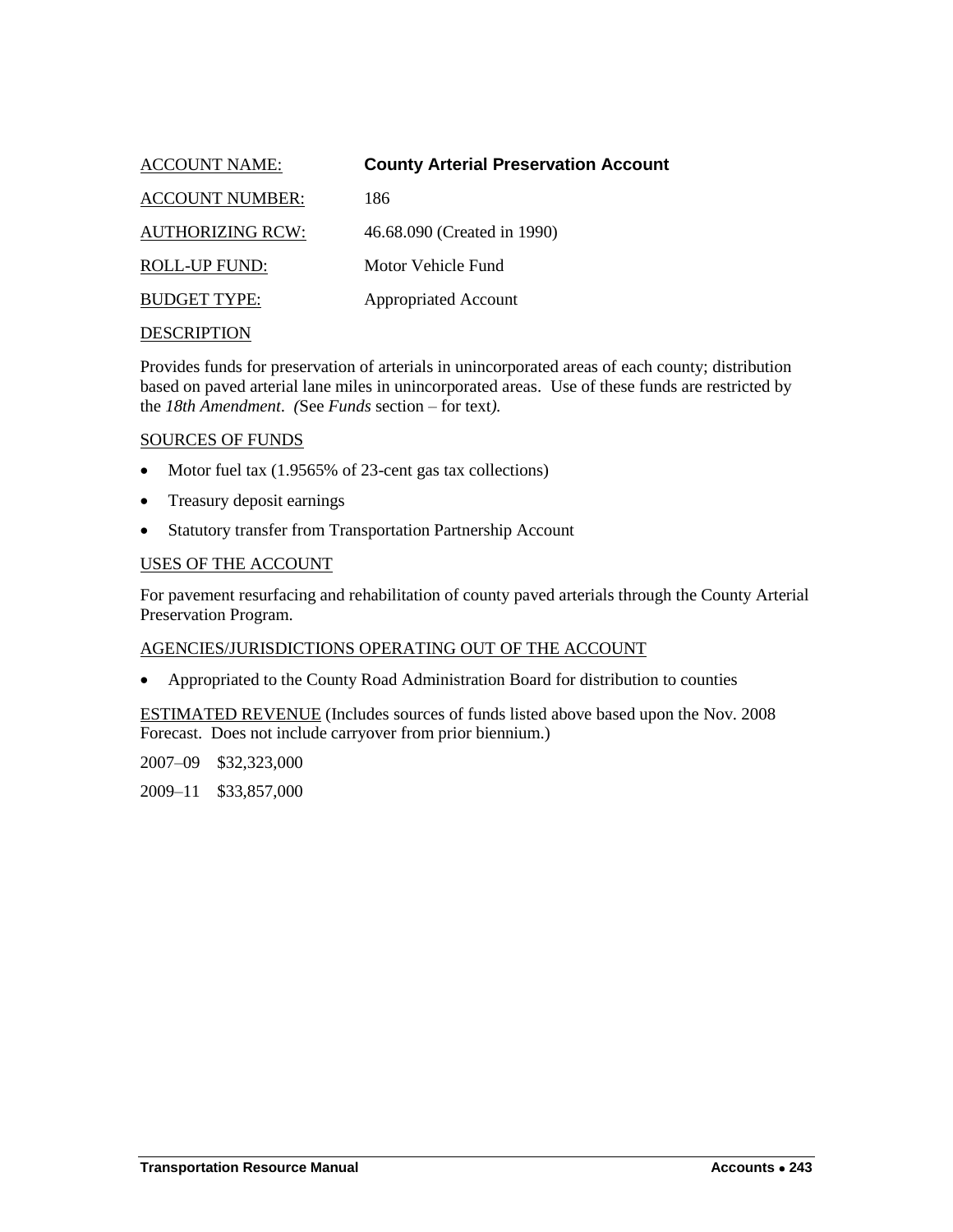ACCOUNT NAME: **County Arterial Preservation Account**

ACCOUNT NUMBER: 186

AUTHORIZING RCW: 46.68.090 (Created in 1990)

ROLL-UP FUND: Motor Vehicle Fund

BUDGET TYPE: Appropriated Account

DESCRIPTION

Provides funds for preservation of arterials in unincorporated areas of each county; distribution based on paved arterial lane miles in unincorporated areas. Use of these funds are restricted by the *18th Amendment*. *(*See *Funds* section – for text*).*

SOURCES OF FUNDS

- Motor fuel tax (1.9565% of 23-cent gas tax collections)
- Treasury deposit earnings
- Statutory transfer from Transportation Partnership Account

USES OF THE ACCOUNT

For pavement resurfacing and rehabilitation of county paved arterials through the County Arterial Preservation Program.

AGENCIES/JURISDICTIONS OPERATING OUT OF THE ACCOUNT

- Appropriated to the County Road Administration Board for distribution to counties

ESTIMATED REVENUE (Includes sources of funds listed above based upon the Nov. 2008 Forecast. Does not include carryover from prior biennium.)

2007–09 $32,323,000

2009–11 $33,857,000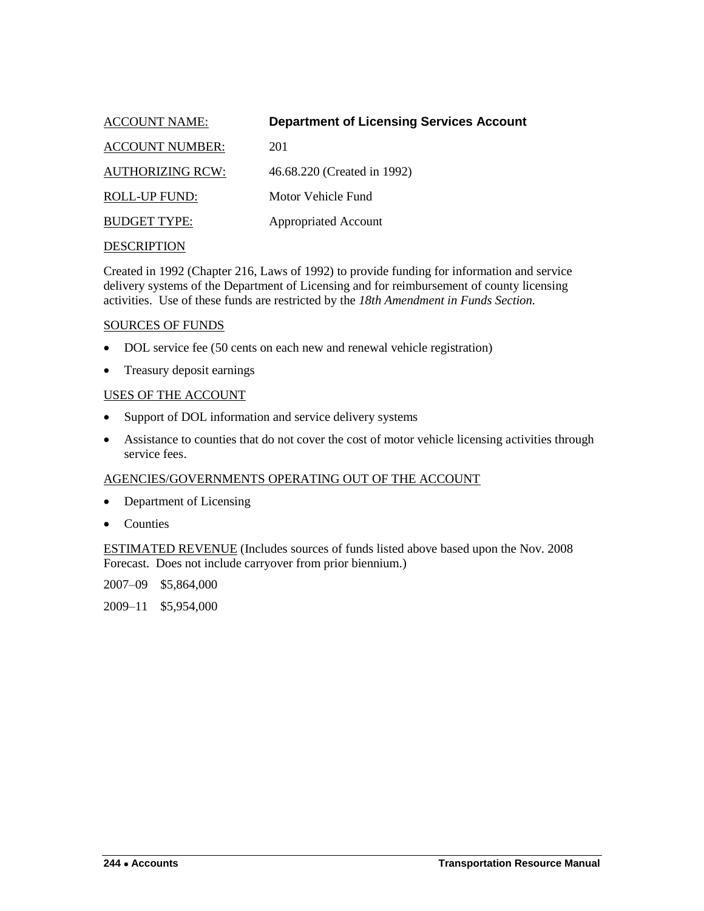| | |
|---|---|
| ACCOUNT NAME: | **Department of Licensing Services Account** |
| ACCOUNT NUMBER: | 201 |
| AUTHORIZING RCW: | 46.68.220 (Created in 1992) |
| ROLL-UP FUND: | Motor Vehicle Fund |
| BUDGET TYPE: | Appropriated Account |

DESCRIPTION

Created in 1992 (Chapter 216, Laws of 1992) to provide funding for information and service delivery systems of the Department of Licensing and for reimbursement of county licensing activities. Use of these funds are restricted by the *18th Amendment in Funds Section.*

SOURCES OF FUNDS

- DOL service fee (50 cents on each new and renewal vehicle registration)
- Treasury deposit earnings

USES OF THE ACCOUNT

- Support of DOL information and service delivery systems
- Assistance to counties that do not cover the cost of motor vehicle licensing activities through service fees.

AGENCIES/GOVERNMENTS OPERATING OUT OF THE ACCOUNT

- Department of Licensing
- Counties

ESTIMATED REVENUE (Includes sources of funds listed above based upon the Nov. 2008 Forecast. Does not include carryover from prior biennium.)

2007–09 $5,864,000

2009–11 $5,954,000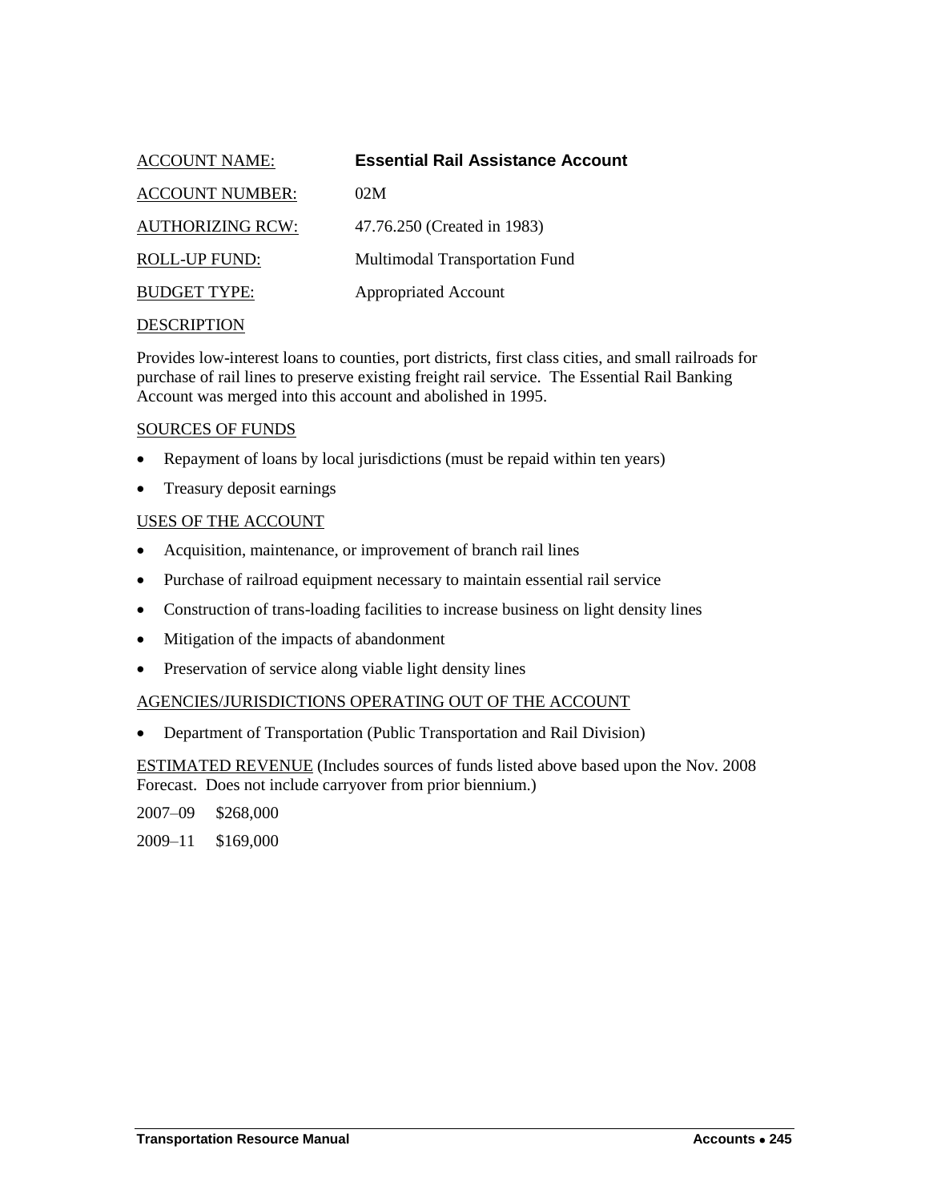ACCOUNT NAME: **Essential Rail Assistance Account**

ACCOUNT NUMBER: 02M

AUTHORIZING RCW: 47.76.250 (Created in 1983)

ROLL-UP FUND: Multimodal Transportation Fund

BUDGET TYPE: Appropriated Account

DESCRIPTION

Provides low-interest loans to counties, port districts, first class cities, and small railroads for purchase of rail lines to preserve existing freight rail service. The Essential Rail Banking Account was merged into this account and abolished in 1995.

SOURCES OF FUNDS

- Repayment of loans by local jurisdictions (must be repaid within ten years)
- Treasury deposit earnings

USES OF THE ACCOUNT

- Acquisition, maintenance, or improvement of branch rail lines
- Purchase of railroad equipment necessary to maintain essential rail service
- Construction of trans-loading facilities to increase business on light density lines
- Mitigation of the impacts of abandonment
- Preservation of service along viable light density lines

AGENCIES/JURISDICTIONS OPERATING OUT OF THE ACCOUNT

- Department of Transportation (Public Transportation and Rail Division)

ESTIMATED REVENUE (Includes sources of funds listed above based upon the Nov. 2008 Forecast. Does not include carryover from prior biennium.)

2007–09 $268,000

2009–11 $169,000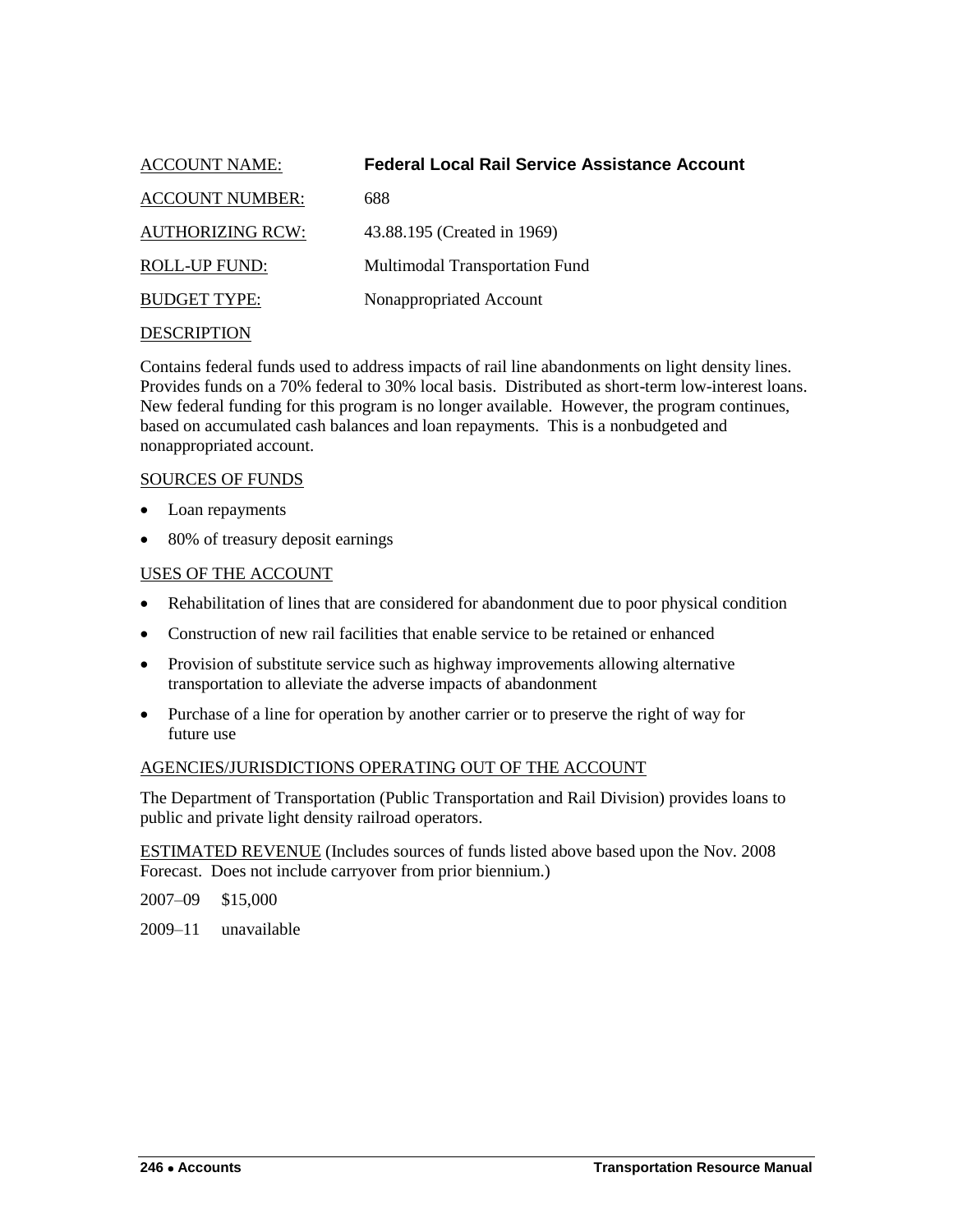ACCOUNT NAME: **Federal Local Rail Service Assistance Account**

ACCOUNT NUMBER: 688

AUTHORIZING RCW: 43.88.195 (Created in 1969)

ROLL-UP FUND: Multimodal Transportation Fund

BUDGET TYPE: Nonappropriated Account

DESCRIPTION

Contains federal funds used to address impacts of rail line abandonments on light density lines. Provides funds on a 70% federal to 30% local basis. Distributed as short-term low-interest loans. New federal funding for this program is no longer available. However, the program continues, based on accumulated cash balances and loan repayments. This is a nonbudgeted and nonappropriated account.

SOURCES OF FUNDS

- Loan repayments
- 80% of treasury deposit earnings

USES OF THE ACCOUNT

- Rehabilitation of lines that are considered for abandonment due to poor physical condition
- Construction of new rail facilities that enable service to be retained or enhanced
- Provision of substitute service such as highway improvements allowing alternative transportation to alleviate the adverse impacts of abandonment
- Purchase of a line for operation by another carrier or to preserve the right of way for future use

AGENCIES/JURISDICTIONS OPERATING OUT OF THE ACCOUNT

The Department of Transportation (Public Transportation and Rail Division) provides loans to public and private light density railroad operators.

ESTIMATED REVENUE (Includes sources of funds listed above based upon the Nov. 2008 Forecast. Does not include carryover from prior biennium.)

2007–09 $15,000

2009–11 unavailable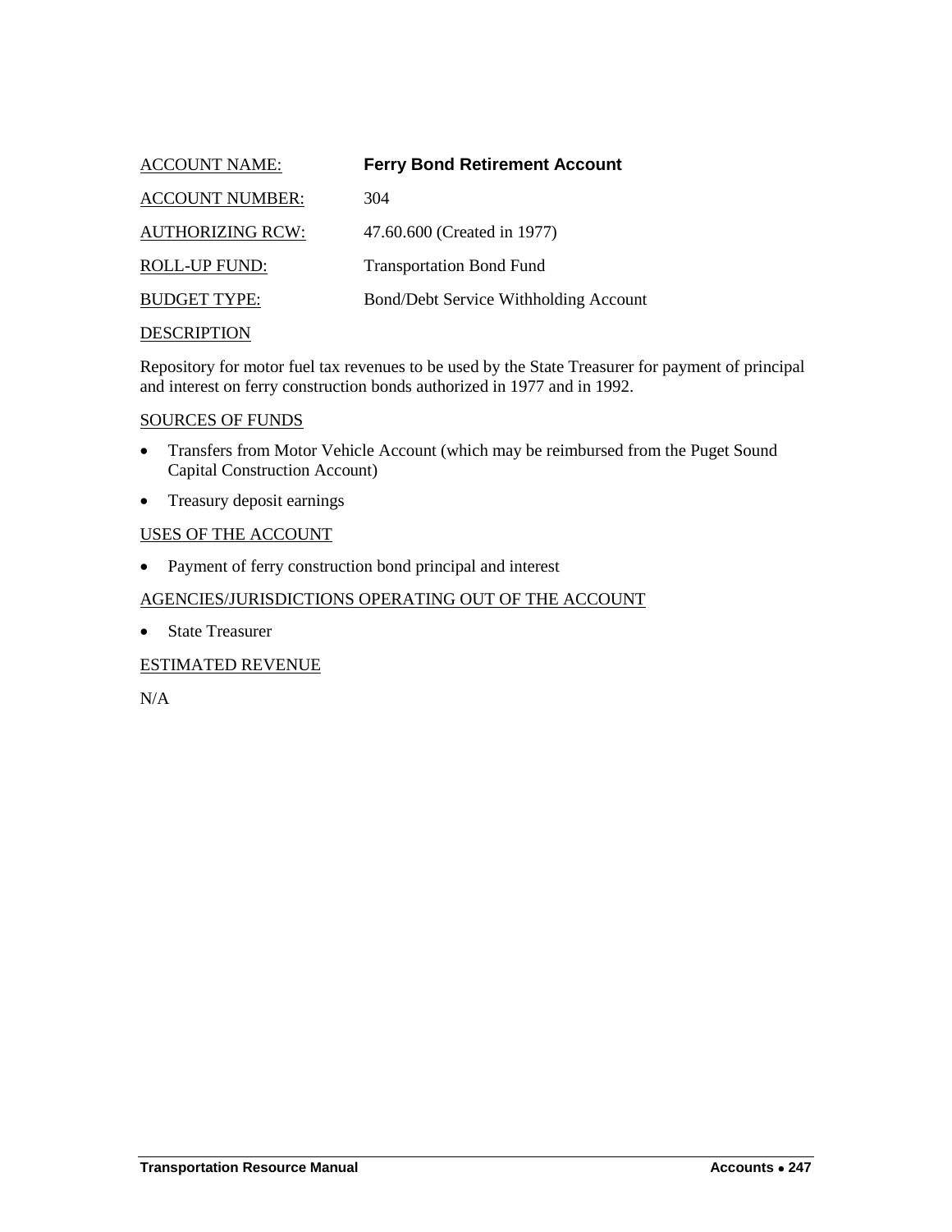ACCOUNT NAME: **Ferry Bond Retirement Account**

ACCOUNT NUMBER: 304

AUTHORIZING RCW: 47.60.600 (Created in 1977)

ROLL-UP FUND: Transportation Bond Fund

BUDGET TYPE: Bond/Debt Service Withholding Account

DESCRIPTION

Repository for motor fuel tax revenues to be used by the State Treasurer for payment of principal and interest on ferry construction bonds authorized in 1977 and in 1992.

SOURCES OF FUNDS

- Transfers from Motor Vehicle Account (which may be reimbursed from the Puget Sound Capital Construction Account)
- Treasury deposit earnings

USES OF THE ACCOUNT

- Payment of ferry construction bond principal and interest

AGENCIES/JURISDICTIONS OPERATING OUT OF THE ACCOUNT

- State Treasurer

ESTIMATED REVENUE

N/A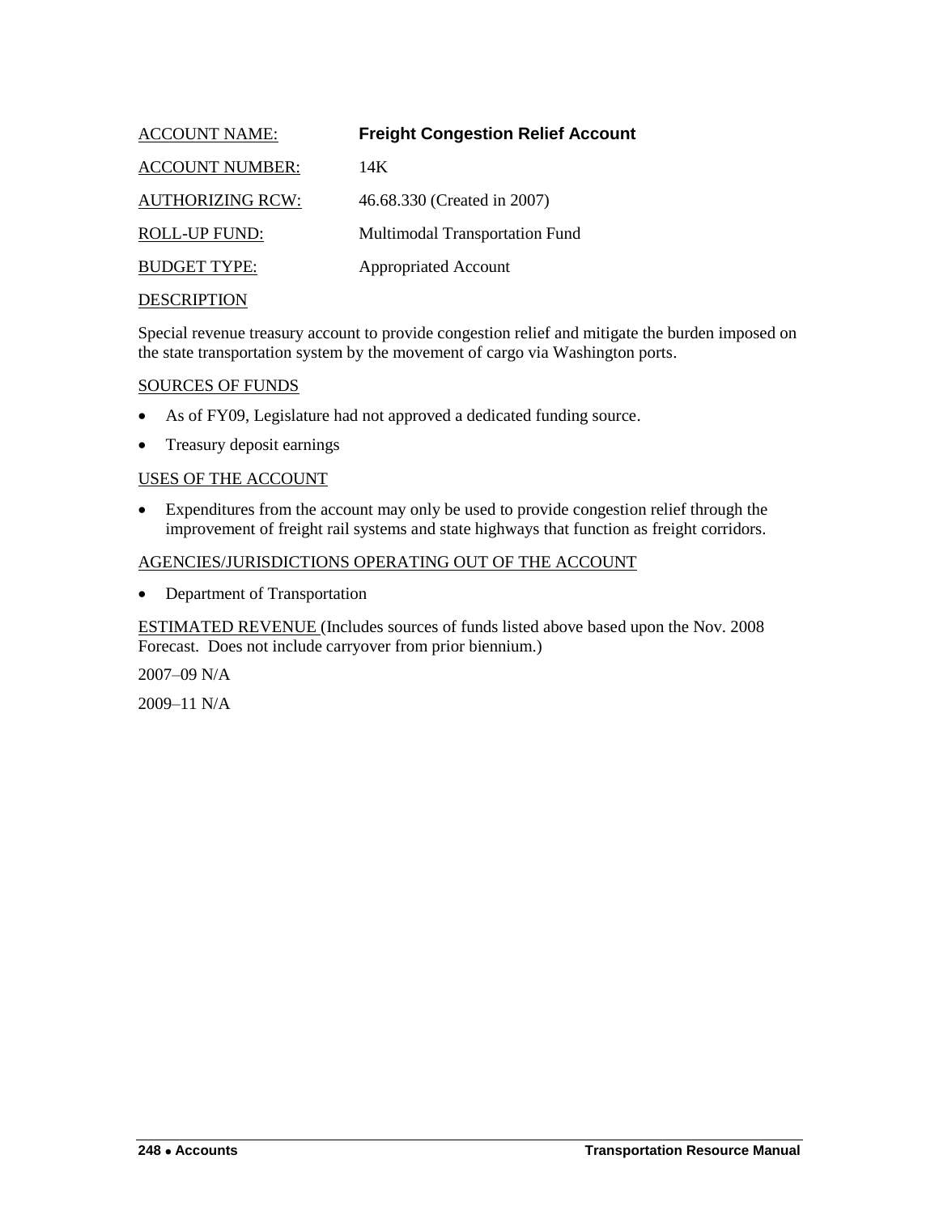ACCOUNT NAME: **Freight Congestion Relief Account**

ACCOUNT NUMBER: 14K

AUTHORIZING RCW: 46.68.330 (Created in 2007)

ROLL-UP FUND: Multimodal Transportation Fund

BUDGET TYPE: Appropriated Account

DESCRIPTION

Special revenue treasury account to provide congestion relief and mitigate the burden imposed on the state transportation system by the movement of cargo via Washington ports.

SOURCES OF FUNDS

- As of FY09, Legislature had not approved a dedicated funding source.
- Treasury deposit earnings

USES OF THE ACCOUNT

- Expenditures from the account may only be used to provide congestion relief through the improvement of freight rail systems and state highways that function as freight corridors.

AGENCIES/JURISDICTIONS OPERATING OUT OF THE ACCOUNT

- Department of Transportation

ESTIMATED REVENUE (Includes sources of funds listed above based upon the Nov. 2008 Forecast. Does not include carryover from prior biennium.)

2007–09 N/A

2009–11 N/A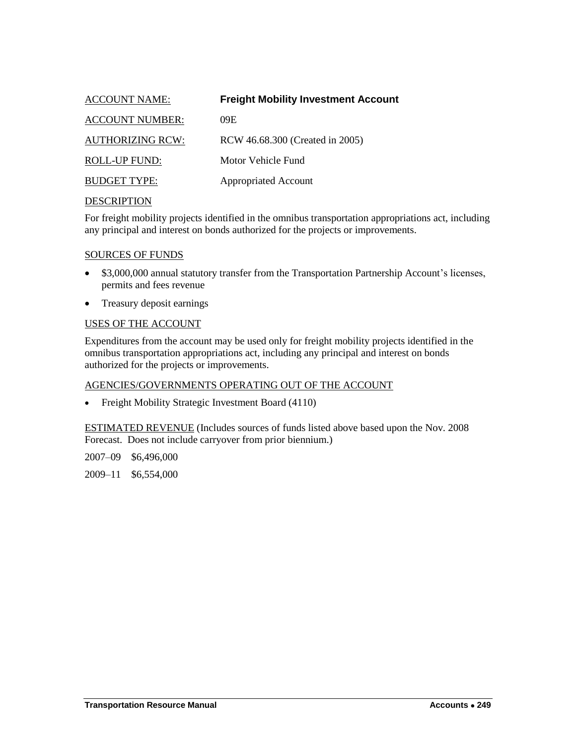ACCOUNT NAME: **Freight Mobility Investment Account**

ACCOUNT NUMBER: 09E

AUTHORIZING RCW: RCW 46.68.300 (Created in 2005)

ROLL-UP FUND: Motor Vehicle Fund

BUDGET TYPE: Appropriated Account

DESCRIPTION

For freight mobility projects identified in the omnibus transportation appropriations act, including any principal and interest on bonds authorized for the projects or improvements.

SOURCES OF FUNDS

- $3,000,000 annual statutory transfer from the Transportation Partnership Account's licenses, permits and fees revenue
- Treasury deposit earnings

USES OF THE ACCOUNT

Expenditures from the account may be used only for freight mobility projects identified in the omnibus transportation appropriations act, including any principal and interest on bonds authorized for the projects or improvements.

AGENCIES/GOVERNMENTS OPERATING OUT OF THE ACCOUNT

- Freight Mobility Strategic Investment Board (4110)

ESTIMATED REVENUE (Includes sources of funds listed above based upon the Nov. 2008 Forecast. Does not include carryover from prior biennium.)

2007–09 $6,496,000

2009–11 $6,554,000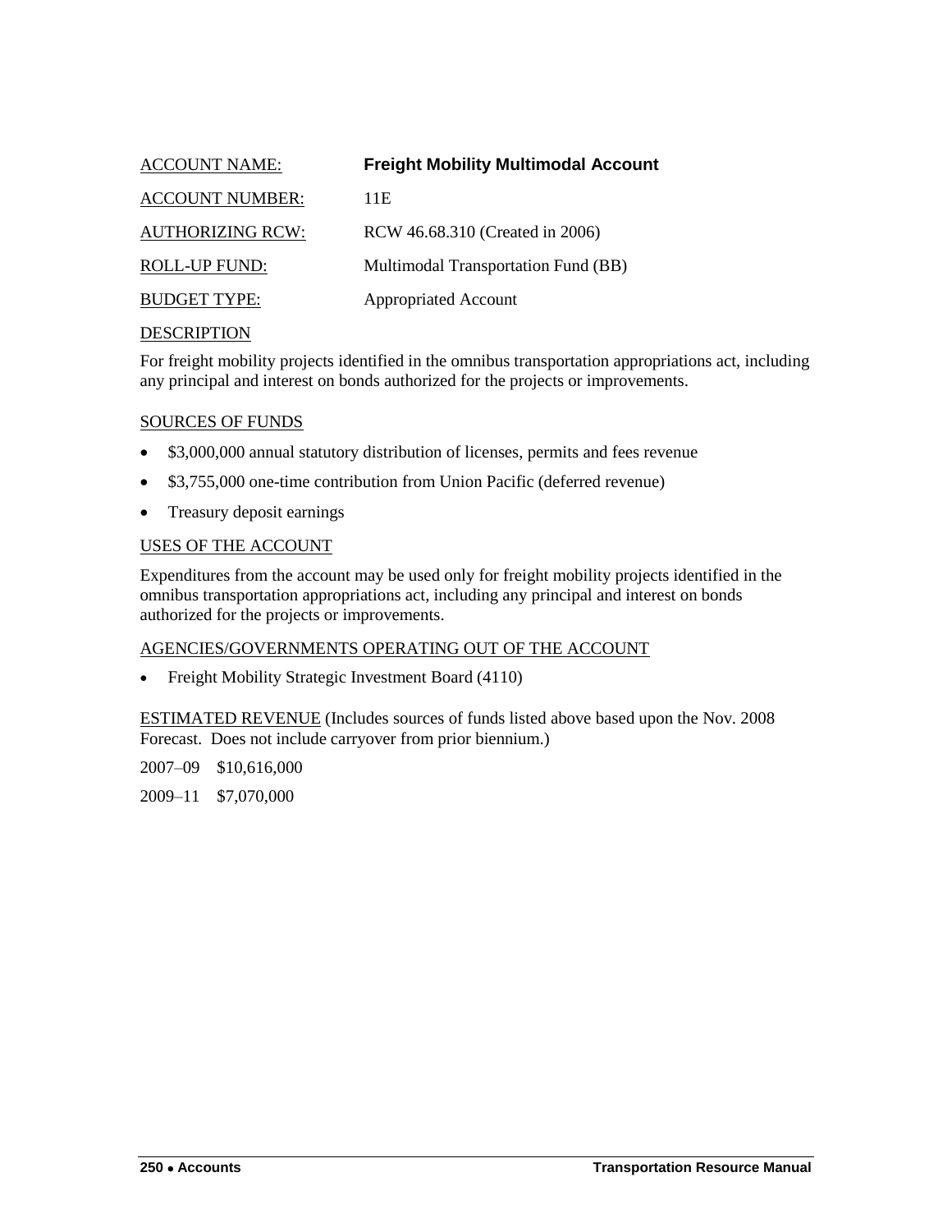ACCOUNT NAME: **Freight Mobility Multimodal Account**

ACCOUNT NUMBER: 11E

AUTHORIZING RCW: RCW 46.68.310 (Created in 2006)

ROLL-UP FUND: Multimodal Transportation Fund (BB)

BUDGET TYPE: Appropriated Account

DESCRIPTION

For freight mobility projects identified in the omnibus transportation appropriations act, including any principal and interest on bonds authorized for the projects or improvements.

SOURCES OF FUNDS

- $3,000,000 annual statutory distribution of licenses, permits and fees revenue
- $3,755,000 one-time contribution from Union Pacific (deferred revenue)
- Treasury deposit earnings

USES OF THE ACCOUNT

Expenditures from the account may be used only for freight mobility projects identified in the omnibus transportation appropriations act, including any principal and interest on bonds authorized for the projects or improvements.

AGENCIES/GOVERNMENTS OPERATING OUT OF THE ACCOUNT

- Freight Mobility Strategic Investment Board (4110)

ESTIMATED REVENUE (Includes sources of funds listed above based upon the Nov. 2008 Forecast. Does not include carryover from prior biennium.)

2007–09 $10,616,000

2009–11 $7,070,000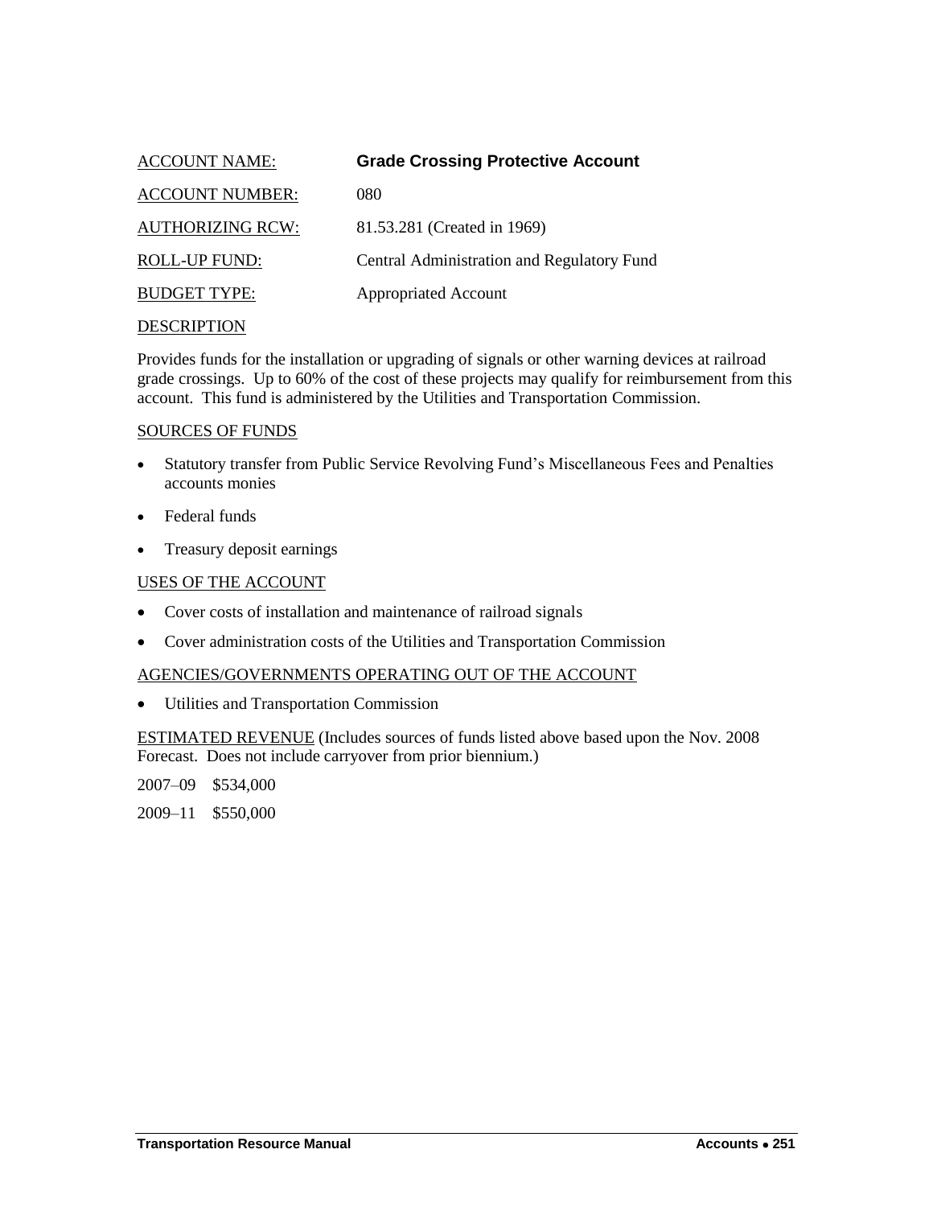ACCOUNT NAME: **Grade Crossing Protective Account**

ACCOUNT NUMBER: 080

AUTHORIZING RCW: 81.53.281 (Created in 1969)

ROLL-UP FUND: Central Administration and Regulatory Fund

BUDGET TYPE: Appropriated Account

DESCRIPTION

Provides funds for the installation or upgrading of signals or other warning devices at railroad grade crossings. Up to 60% of the cost of these projects may qualify for reimbursement from this account. This fund is administered by the Utilities and Transportation Commission.

SOURCES OF FUNDS

- Statutory transfer from Public Service Revolving Fund's Miscellaneous Fees and Penalties accounts monies
- Federal funds
- Treasury deposit earnings

USES OF THE ACCOUNT

- Cover costs of installation and maintenance of railroad signals
- Cover administration costs of the Utilities and Transportation Commission

AGENCIES/GOVERNMENTS OPERATING OUT OF THE ACCOUNT

- Utilities and Transportation Commission

ESTIMATED REVENUE (Includes sources of funds listed above based upon the Nov. 2008 Forecast. Does not include carryover from prior biennium.)

2007–09 $534,000

2009–11 $550,000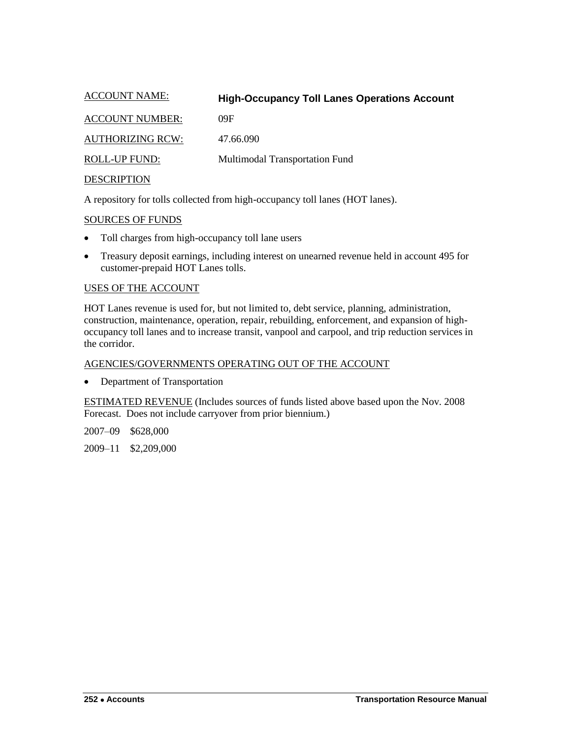ACCOUNT NAME: **High-Occupancy Toll Lanes Operations Account**

ACCOUNT NUMBER: 09F

AUTHORIZING RCW: 47.66.090

ROLL-UP FUND: Multimodal Transportation Fund

DESCRIPTION

A repository for tolls collected from high-occupancy toll lanes (HOT lanes).

SOURCES OF FUNDS

- Toll charges from high-occupancy toll lane users
- Treasury deposit earnings, including interest on unearned revenue held in account 495 for customer-prepaid HOT Lanes tolls.

USES OF THE ACCOUNT

HOT Lanes revenue is used for, but not limited to, debt service, planning, administration, construction, maintenance, operation, repair, rebuilding, enforcement, and expansion of high-occupancy toll lanes and to increase transit, vanpool and carpool, and trip reduction services in the corridor.

AGENCIES/GOVERNMENTS OPERATING OUT OF THE ACCOUNT

- Department of Transportation

ESTIMATED REVENUE (Includes sources of funds listed above based upon the Nov. 2008 Forecast. Does not include carryover from prior biennium.)

2007–09 $628,000

2009–11 $2,209,000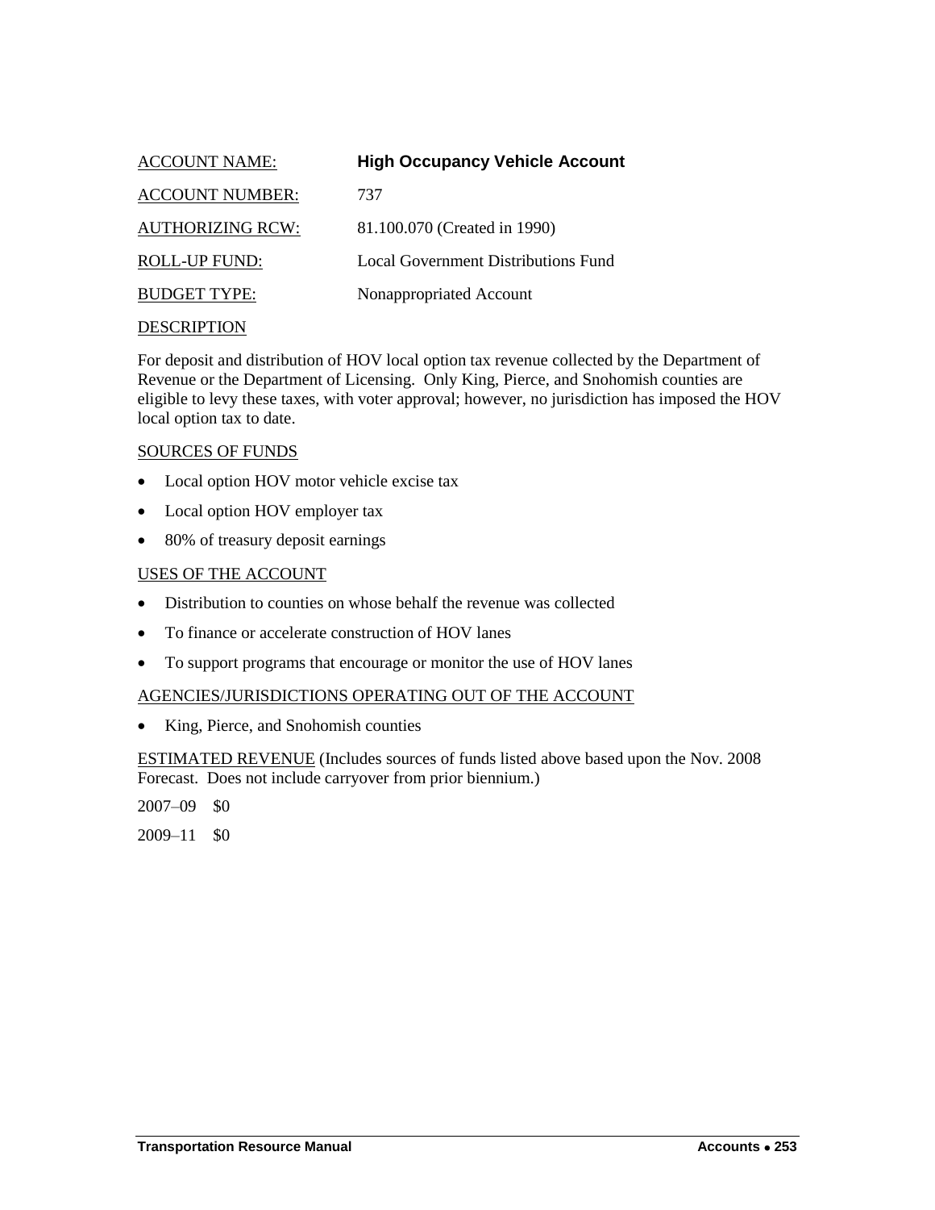ACCOUNT NAME: **High Occupancy Vehicle Account**

ACCOUNT NUMBER: 737

AUTHORIZING RCW: 81.100.070 (Created in 1990)

ROLL-UP FUND: Local Government Distributions Fund

BUDGET TYPE: Nonappropriated Account

DESCRIPTION

For deposit and distribution of HOV local option tax revenue collected by the Department of Revenue or the Department of Licensing. Only King, Pierce, and Snohomish counties are eligible to levy these taxes, with voter approval; however, no jurisdiction has imposed the HOV local option tax to date.

SOURCES OF FUNDS

- Local option HOV motor vehicle excise tax
- Local option HOV employer tax
- 80% of treasury deposit earnings

USES OF THE ACCOUNT

- Distribution to counties on whose behalf the revenue was collected
- To finance or accelerate construction of HOV lanes
- To support programs that encourage or monitor the use of HOV lanes

AGENCIES/JURISDICTIONS OPERATING OUT OF THE ACCOUNT

- King, Pierce, and Snohomish counties

ESTIMATED REVENUE (Includes sources of funds listed above based upon the Nov. 2008 Forecast. Does not include carryover from prior biennium.)

2007–09 $0

2009–11 $0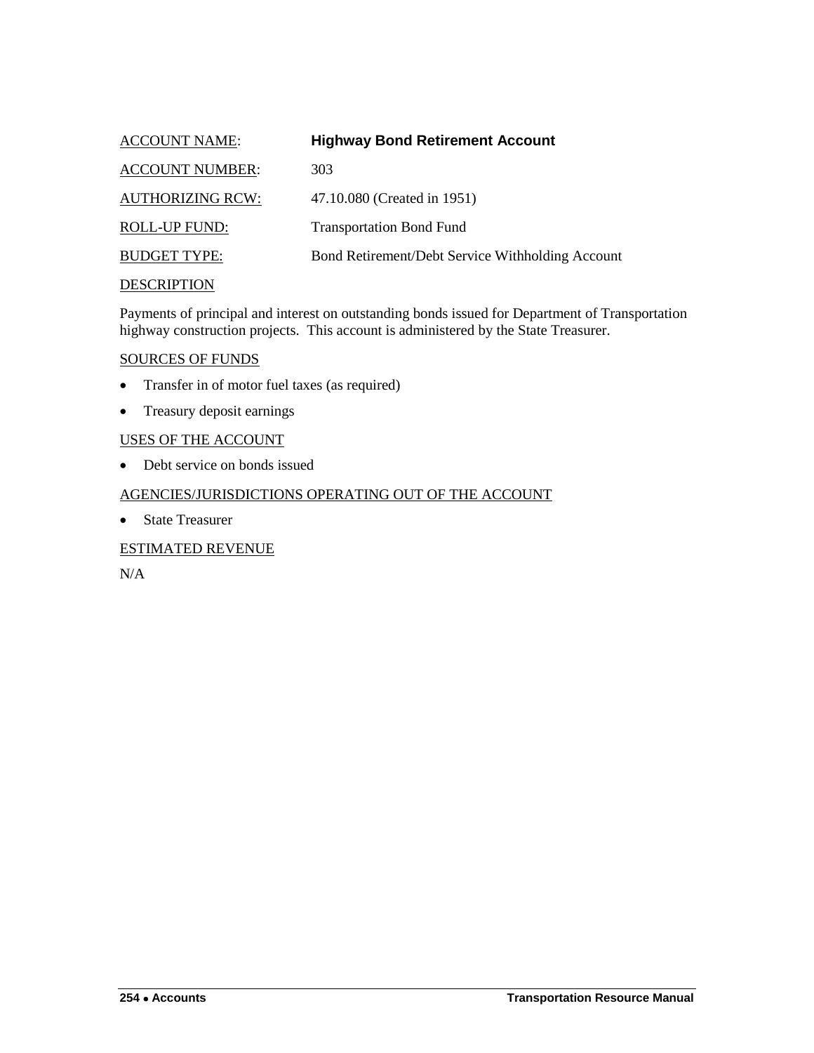ACCOUNT NAME: **Highway Bond Retirement Account**

ACCOUNT NUMBER: 303

AUTHORIZING RCW: 47.10.080 (Created in 1951)

ROLL-UP FUND: Transportation Bond Fund

BUDGET TYPE: Bond Retirement/Debt Service Withholding Account

DESCRIPTION

Payments of principal and interest on outstanding bonds issued for Department of Transportation highway construction projects. This account is administered by the State Treasurer.

SOURCES OF FUNDS

- Transfer in of motor fuel taxes (as required)
- Treasury deposit earnings

USES OF THE ACCOUNT

- Debt service on bonds issued

AGENCIES/JURISDICTIONS OPERATING OUT OF THE ACCOUNT

- State Treasurer

ESTIMATED REVENUE

N/A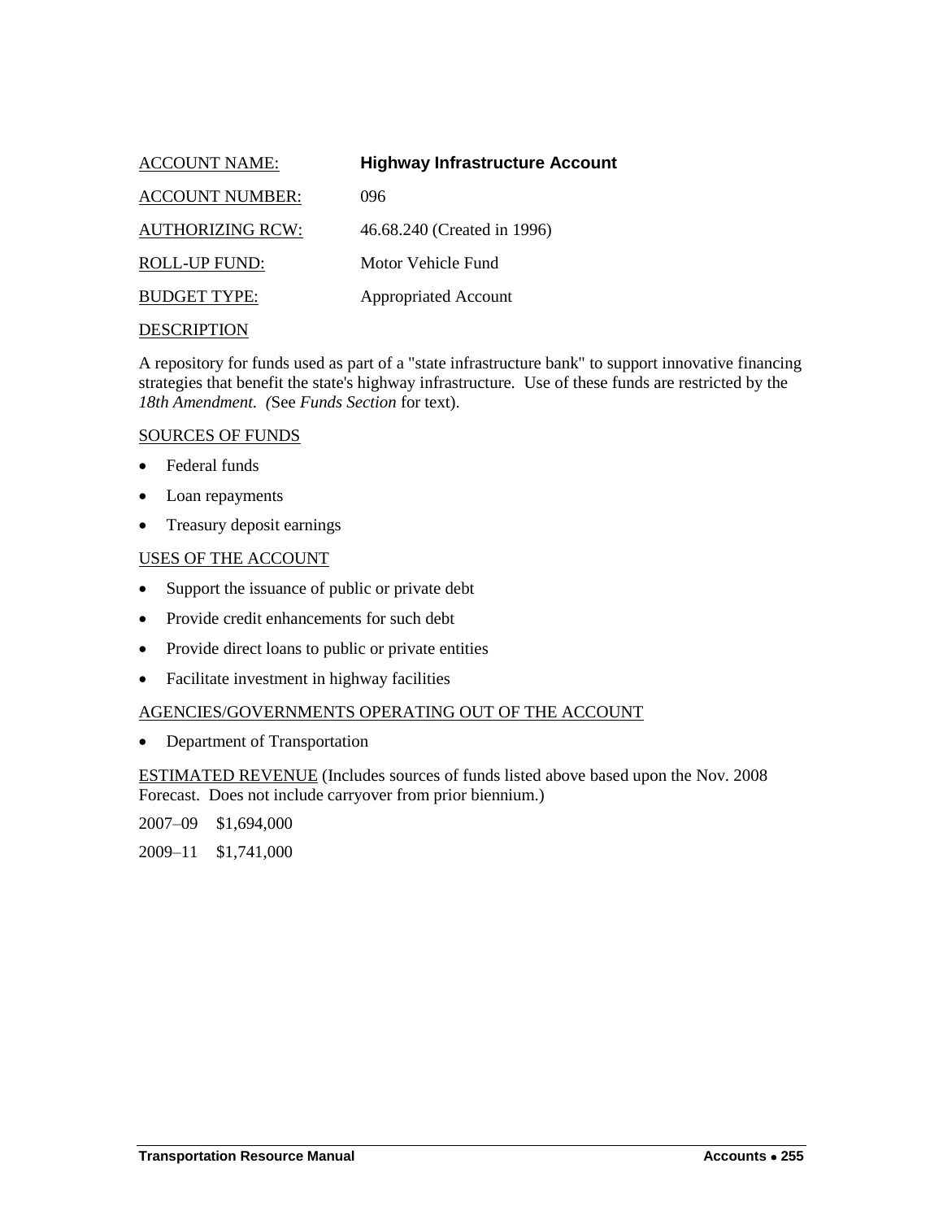ACCOUNT NAME: **Highway Infrastructure Account**

ACCOUNT NUMBER: 096

AUTHORIZING RCW: 46.68.240 (Created in 1996)

ROLL-UP FUND: Motor Vehicle Fund

BUDGET TYPE: Appropriated Account

DESCRIPTION

A repository for funds used as part of a "state infrastructure bank" to support innovative financing strategies that benefit the state's highway infrastructure. Use of these funds are restricted by the *18th Amendment. (*See *Funds Section* for text).

SOURCES OF FUNDS

- Federal funds
- Loan repayments
- Treasury deposit earnings

USES OF THE ACCOUNT

- Support the issuance of public or private debt
- Provide credit enhancements for such debt
- Provide direct loans to public or private entities
- Facilitate investment in highway facilities

AGENCIES/GOVERNMENTS OPERATING OUT OF THE ACCOUNT

- Department of Transportation

ESTIMATED REVENUE (Includes sources of funds listed above based upon the Nov. 2008 Forecast. Does not include carryover from prior biennium.)

2007–09 $1,694,000

2009–11 $1,741,000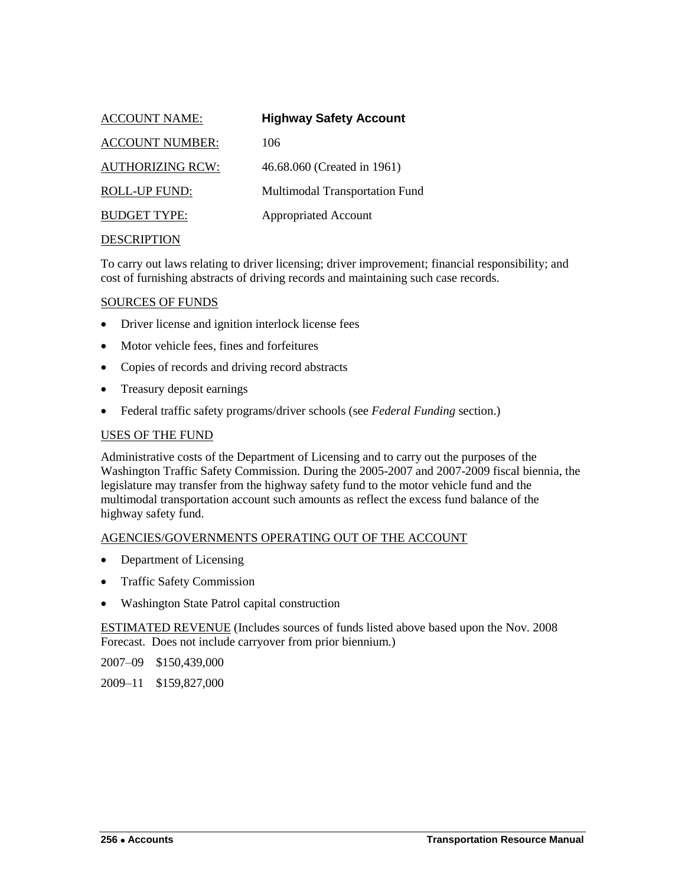ACCOUNT NAME: **Highway Safety Account**

ACCOUNT NUMBER: 106

AUTHORIZING RCW: 46.68.060 (Created in 1961)

ROLL-UP FUND: Multimodal Transportation Fund

BUDGET TYPE: Appropriated Account

DESCRIPTION

To carry out laws relating to driver licensing; driver improvement; financial responsibility; and cost of furnishing abstracts of driving records and maintaining such case records.

SOURCES OF FUNDS

- Driver license and ignition interlock license fees
- Motor vehicle fees, fines and forfeitures
- Copies of records and driving record abstracts
- Treasury deposit earnings
- Federal traffic safety programs/driver schools (see *Federal Funding* section.)

USES OF THE FUND

Administrative costs of the Department of Licensing and to carry out the purposes of the Washington Traffic Safety Commission. During the 2005-2007 and 2007-2009 fiscal biennia, the legislature may transfer from the highway safety fund to the motor vehicle fund and the multimodal transportation account such amounts as reflect the excess fund balance of the highway safety fund.

AGENCIES/GOVERNMENTS OPERATING OUT OF THE ACCOUNT

- Department of Licensing
- Traffic Safety Commission
- Washington State Patrol capital construction

ESTIMATED REVENUE (Includes sources of funds listed above based upon the Nov. 2008 Forecast. Does not include carryover from prior biennium.)

2007–09 $150,439,000

2009–11 $159,827,000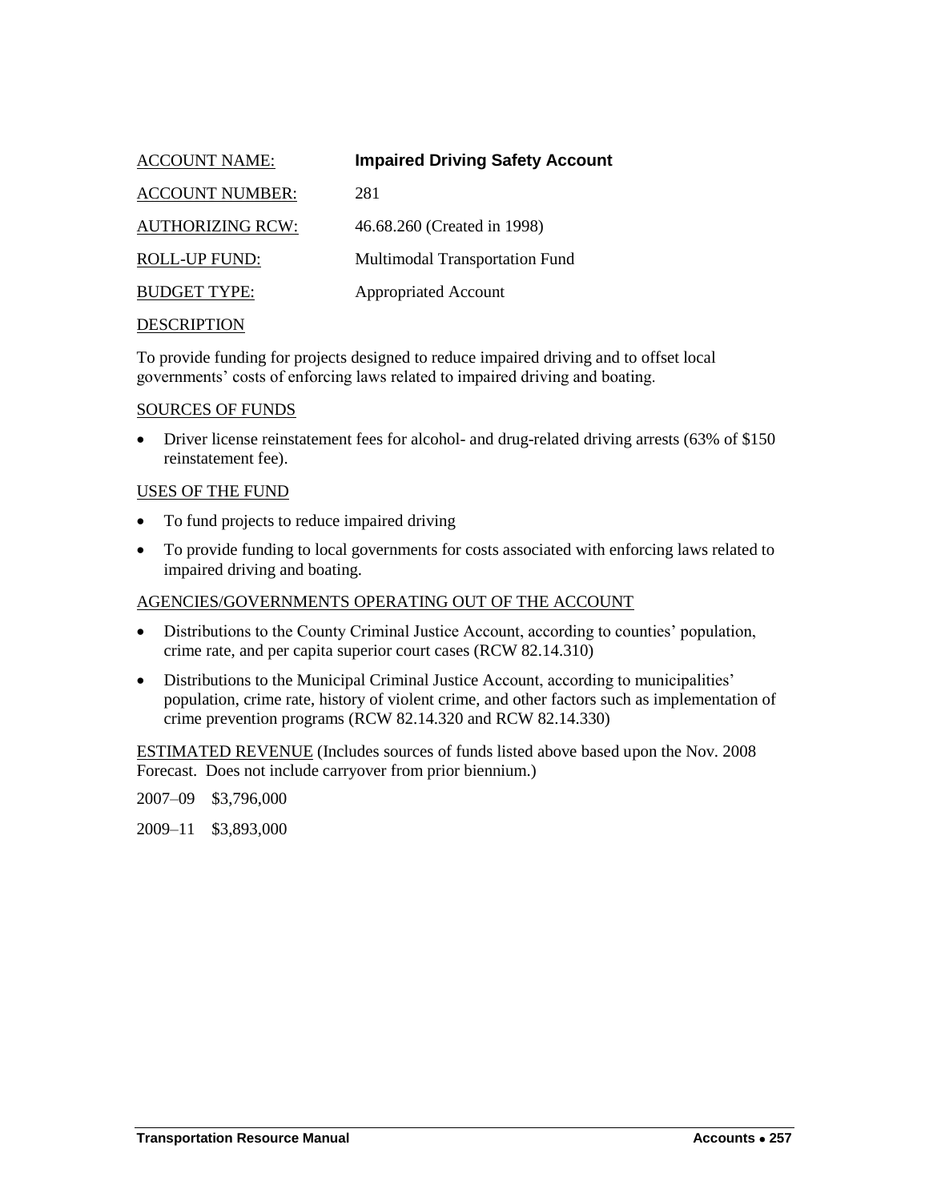ACCOUNT NAME: **Impaired Driving Safety Account**

ACCOUNT NUMBER: 281

AUTHORIZING RCW: 46.68.260 (Created in 1998)

ROLL-UP FUND: Multimodal Transportation Fund

BUDGET TYPE: Appropriated Account

DESCRIPTION

To provide funding for projects designed to reduce impaired driving and to offset local governments' costs of enforcing laws related to impaired driving and boating.

SOURCES OF FUNDS

- Driver license reinstatement fees for alcohol- and drug-related driving arrests (63% of $150 reinstatement fee).

USES OF THE FUND

- To fund projects to reduce impaired driving
- To provide funding to local governments for costs associated with enforcing laws related to impaired driving and boating.

AGENCIES/GOVERNMENTS OPERATING OUT OF THE ACCOUNT

- Distributions to the County Criminal Justice Account, according to counties' population, crime rate, and per capita superior court cases (RCW 82.14.310)
- Distributions to the Municipal Criminal Justice Account, according to municipalities' population, crime rate, history of violent crime, and other factors such as implementation of crime prevention programs (RCW 82.14.320 and RCW 82.14.330)

ESTIMATED REVENUE (Includes sources of funds listed above based upon the Nov. 2008 Forecast. Does not include carryover from prior biennium.)

2007–09 $3,796,000

2009–11 $3,893,000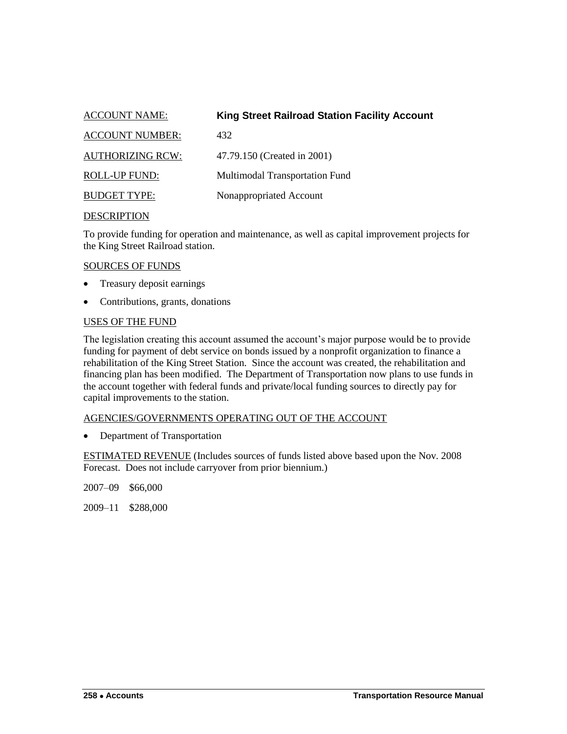ACCOUNT NAME: **King Street Railroad Station Facility Account**

ACCOUNT NUMBER: 432

AUTHORIZING RCW: 47.79.150 (Created in 2001)

ROLL-UP FUND: Multimodal Transportation Fund

BUDGET TYPE: Nonappropriated Account

DESCRIPTION

To provide funding for operation and maintenance, as well as capital improvement projects for the King Street Railroad station.

SOURCES OF FUNDS

- Treasury deposit earnings
- Contributions, grants, donations

USES OF THE FUND

The legislation creating this account assumed the account's major purpose would be to provide funding for payment of debt service on bonds issued by a nonprofit organization to finance a rehabilitation of the King Street Station. Since the account was created, the rehabilitation and financing plan has been modified. The Department of Transportation now plans to use funds in the account together with federal funds and private/local funding sources to directly pay for capital improvements to the station.

AGENCIES/GOVERNMENTS OPERATING OUT OF THE ACCOUNT

- Department of Transportation

ESTIMATED REVENUE (Includes sources of funds listed above based upon the Nov. 2008 Forecast. Does not include carryover from prior biennium.)

2007–09 $66,000

2009–11 $288,000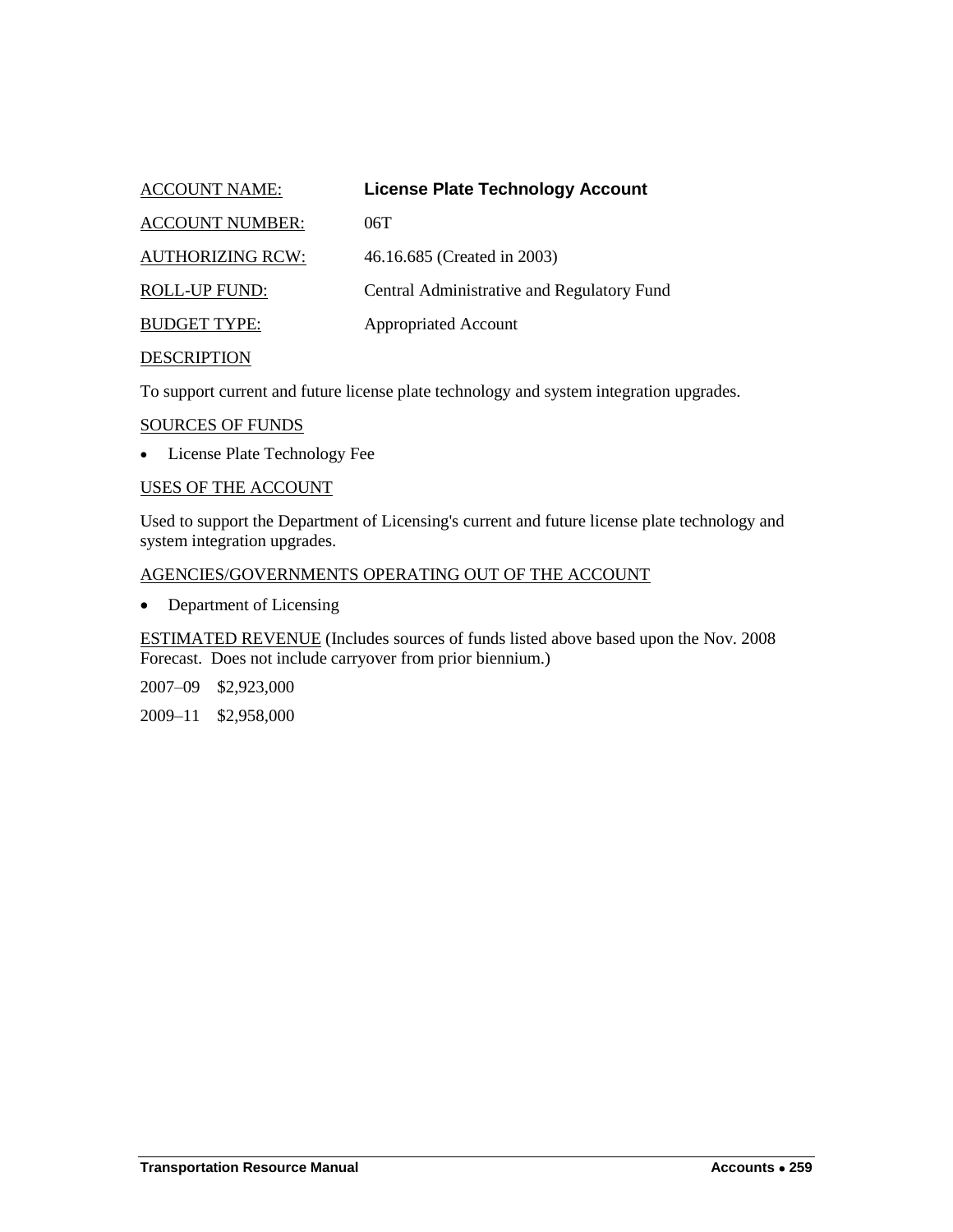ACCOUNT NAME: **License Plate Technology Account**

ACCOUNT NUMBER: 06T

AUTHORIZING RCW: 46.16.685 (Created in 2003)

ROLL-UP FUND: Central Administrative and Regulatory Fund

BUDGET TYPE: Appropriated Account

DESCRIPTION

To support current and future license plate technology and system integration upgrades.

SOURCES OF FUNDS

- License Plate Technology Fee

USES OF THE ACCOUNT

Used to support the Department of Licensing's current and future license plate technology and system integration upgrades.

AGENCIES/GOVERNMENTS OPERATING OUT OF THE ACCOUNT

- Department of Licensing

ESTIMATED REVENUE (Includes sources of funds listed above based upon the Nov. 2008 Forecast. Does not include carryover from prior biennium.)

2007–09 $2,923,000

2009–11 $2,958,000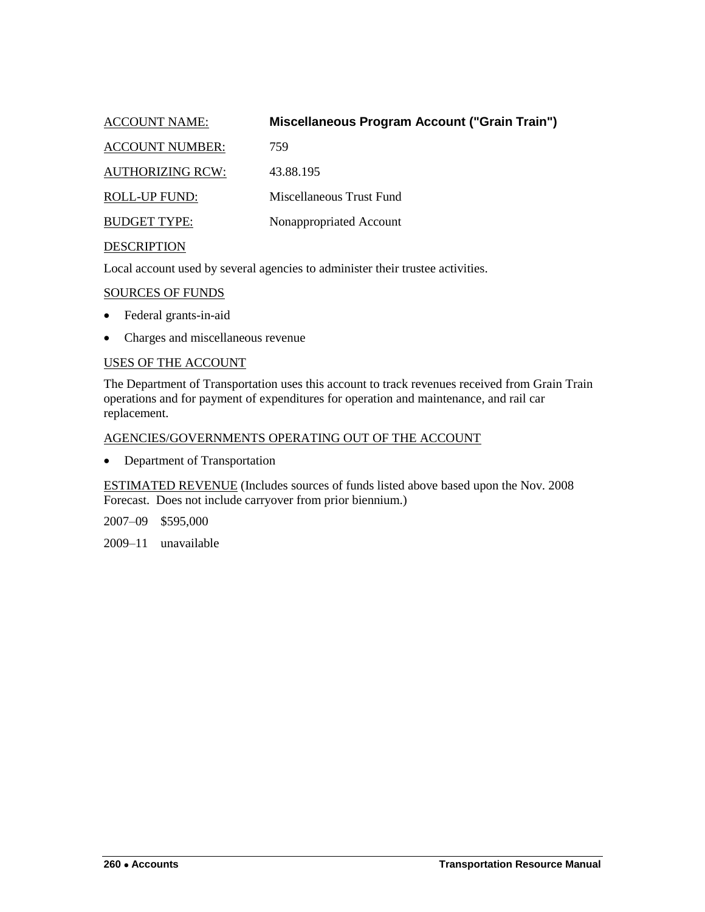ACCOUNT NAME: **Miscellaneous Program Account ("Grain Train")**

ACCOUNT NUMBER: 759

AUTHORIZING RCW: 43.88.195

ROLL-UP FUND: Miscellaneous Trust Fund

BUDGET TYPE: Nonappropriated Account

DESCRIPTION

Local account used by several agencies to administer their trustee activities.

SOURCES OF FUNDS

- Federal grants-in-aid
- Charges and miscellaneous revenue

USES OF THE ACCOUNT

The Department of Transportation uses this account to track revenues received from Grain Train operations and for payment of expenditures for operation and maintenance, and rail car replacement.

AGENCIES/GOVERNMENTS OPERATING OUT OF THE ACCOUNT

- Department of Transportation

ESTIMATED REVENUE (Includes sources of funds listed above based upon the Nov. 2008 Forecast. Does not include carryover from prior biennium.)

2007–09 $595,000

2009–11 unavailable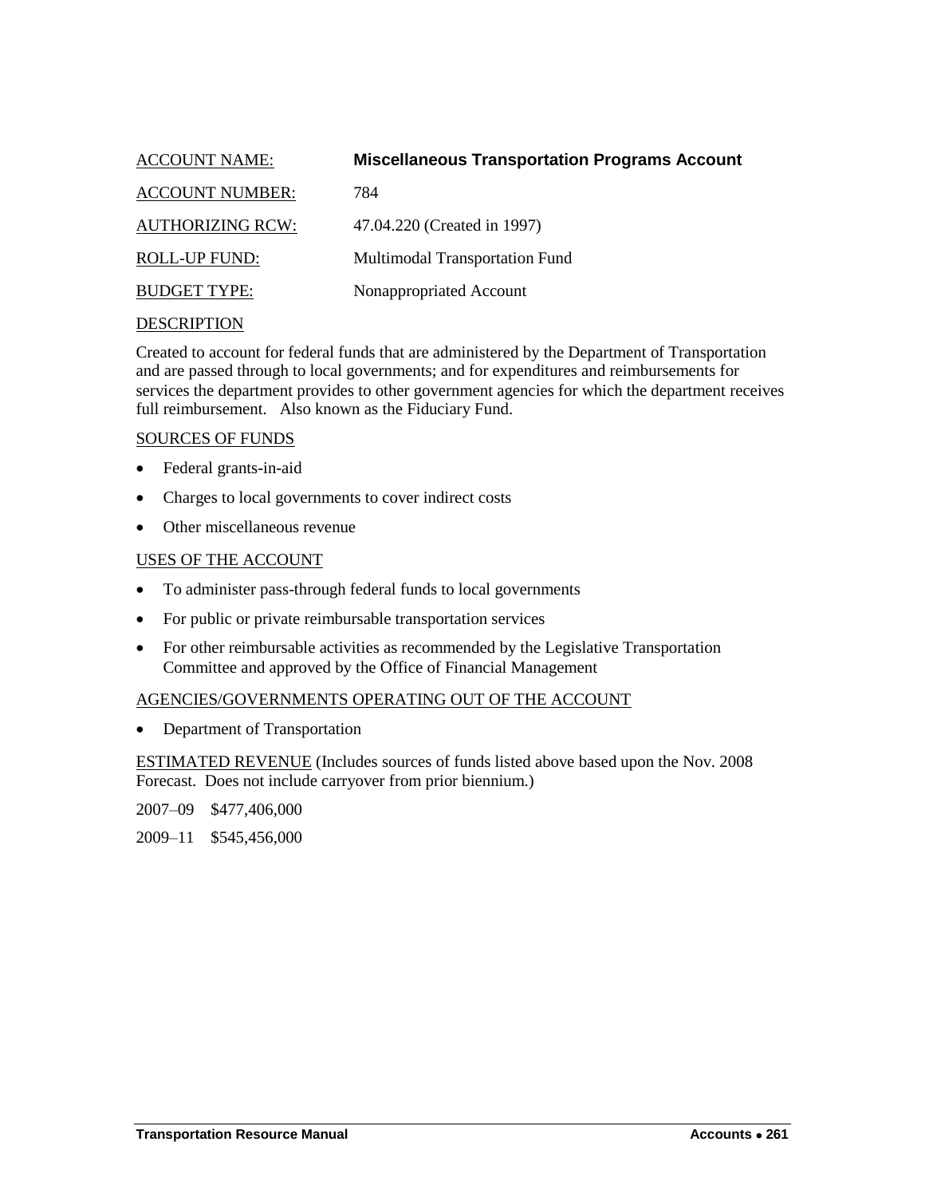ACCOUNT NAME: **Miscellaneous Transportation Programs Account**

ACCOUNT NUMBER: 784

AUTHORIZING RCW: 47.04.220 (Created in 1997)

ROLL-UP FUND: Multimodal Transportation Fund

BUDGET TYPE: Nonappropriated Account

DESCRIPTION

Created to account for federal funds that are administered by the Department of Transportation and are passed through to local governments; and for expenditures and reimbursements for services the department provides to other government agencies for which the department receives full reimbursement. Also known as the Fiduciary Fund.

SOURCES OF FUNDS

- Federal grants-in-aid
- Charges to local governments to cover indirect costs
- Other miscellaneous revenue

USES OF THE ACCOUNT

- To administer pass-through federal funds to local governments
- For public or private reimbursable transportation services
- For other reimbursable activities as recommended by the Legislative Transportation Committee and approved by the Office of Financial Management

AGENCIES/GOVERNMENTS OPERATING OUT OF THE ACCOUNT

- Department of Transportation

ESTIMATED REVENUE (Includes sources of funds listed above based upon the Nov. 2008 Forecast. Does not include carryover from prior biennium.)

2007–09 $477,406,000

2009–11 $545,456,000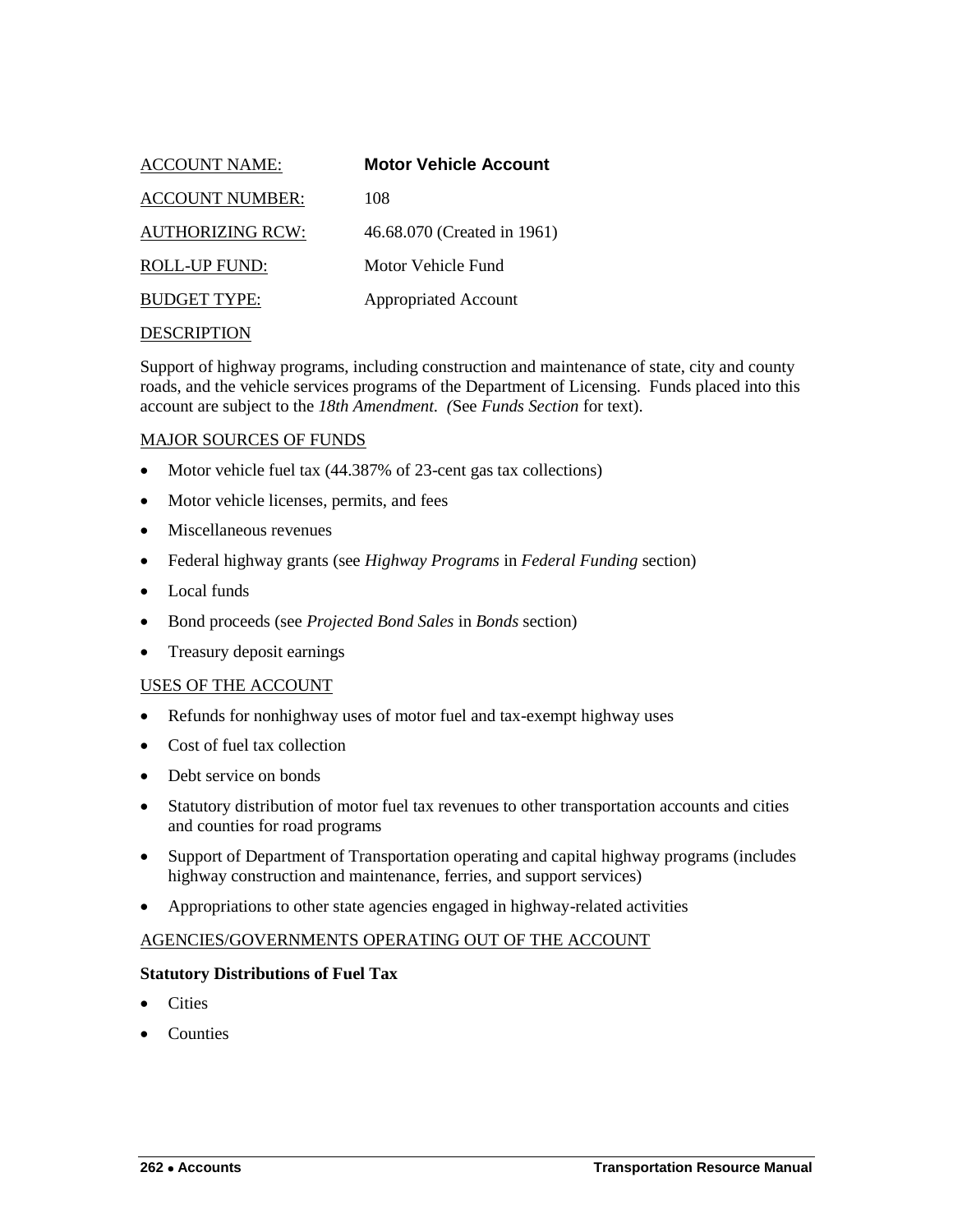ACCOUNT NAME: **Motor Vehicle Account**

ACCOUNT NUMBER: 108

AUTHORIZING RCW: 46.68.070 (Created in 1961)

ROLL-UP FUND: Motor Vehicle Fund

BUDGET TYPE: Appropriated Account

DESCRIPTION

Support of highway programs, including construction and maintenance of state, city and county roads, and the vehicle services programs of the Department of Licensing. Funds placed into this account are subject to the *18th Amendment. (*See *Funds Section* for text).

MAJOR SOURCES OF FUNDS

- Motor vehicle fuel tax (44.387% of 23-cent gas tax collections)
- Motor vehicle licenses, permits, and fees
- Miscellaneous revenues
- Federal highway grants (see *Highway Programs* in *Federal Funding* section)
- Local funds
- Bond proceeds (see *Projected Bond Sales* in *Bonds* section)
- Treasury deposit earnings

USES OF THE ACCOUNT

- Refunds for nonhighway uses of motor fuel and tax-exempt highway uses
- Cost of fuel tax collection
- Debt service on bonds
- Statutory distribution of motor fuel tax revenues to other transportation accounts and cities and counties for road programs
- Support of Department of Transportation operating and capital highway programs (includes highway construction and maintenance, ferries, and support services)
- Appropriations to other state agencies engaged in highway-related activities

AGENCIES/GOVERNMENTS OPERATING OUT OF THE ACCOUNT

**Statutory Distributions of Fuel Tax**

- Cities
- Counties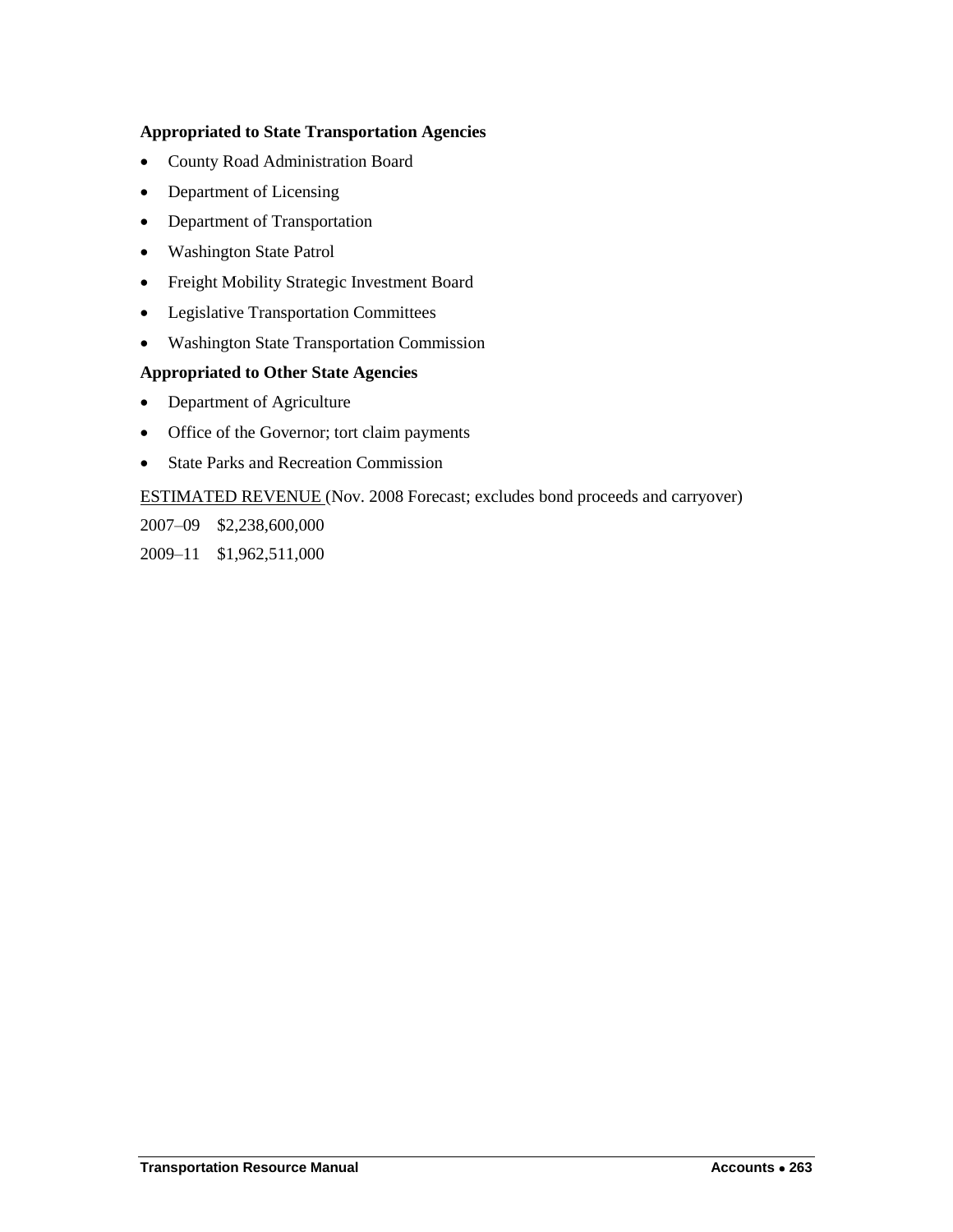**Appropriated to State Transportation Agencies**

- County Road Administration Board
- Department of Licensing
- Department of Transportation
- Washington State Patrol
- Freight Mobility Strategic Investment Board
- Legislative Transportation Committees
- Washington State Transportation Commission

**Appropriated to Other State Agencies**

- Department of Agriculture
- Office of the Governor; tort claim payments
- State Parks and Recreation Commission

ESTIMATED REVENUE (Nov. 2008 Forecast; excludes bond proceeds and carryover)

2007–09 $2,238,600,000

2009–11 $1,962,511,000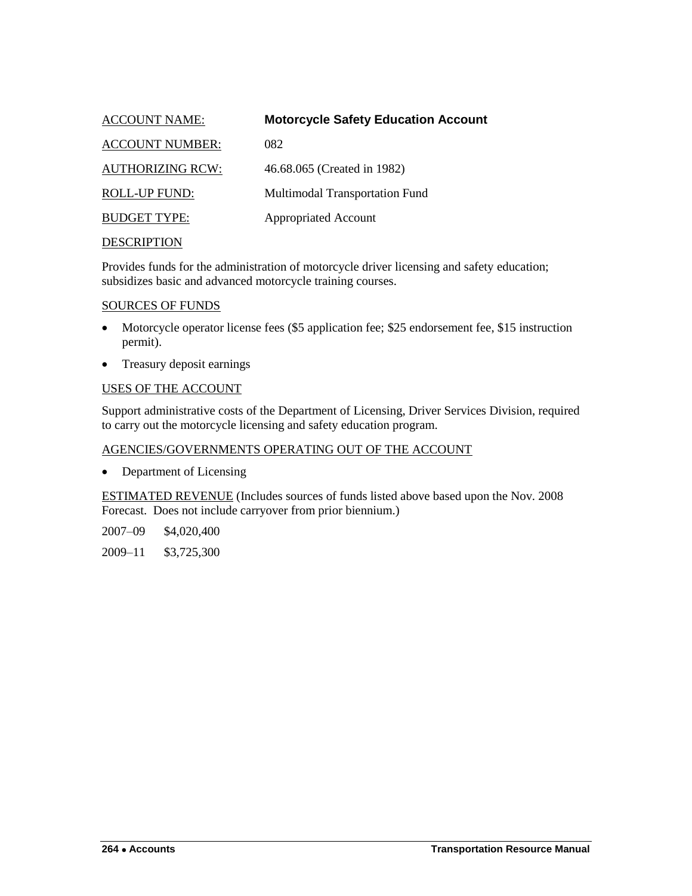ACCOUNT NAME: **Motorcycle Safety Education Account**

ACCOUNT NUMBER: 082

AUTHORIZING RCW: 46.68.065 (Created in 1982)

ROLL-UP FUND: Multimodal Transportation Fund

BUDGET TYPE: Appropriated Account

DESCRIPTION

Provides funds for the administration of motorcycle driver licensing and safety education; subsidizes basic and advanced motorcycle training courses.

SOURCES OF FUNDS

- Motorcycle operator license fees ($5 application fee; $25 endorsement fee, $15 instruction permit).
- Treasury deposit earnings

USES OF THE ACCOUNT

Support administrative costs of the Department of Licensing, Driver Services Division, required to carry out the motorcycle licensing and safety education program.

AGENCIES/GOVERNMENTS OPERATING OUT OF THE ACCOUNT

- Department of Licensing

ESTIMATED REVENUE (Includes sources of funds listed above based upon the Nov. 2008 Forecast. Does not include carryover from prior biennium.)

2007–09 $4,020,400

2009–11 $3,725,300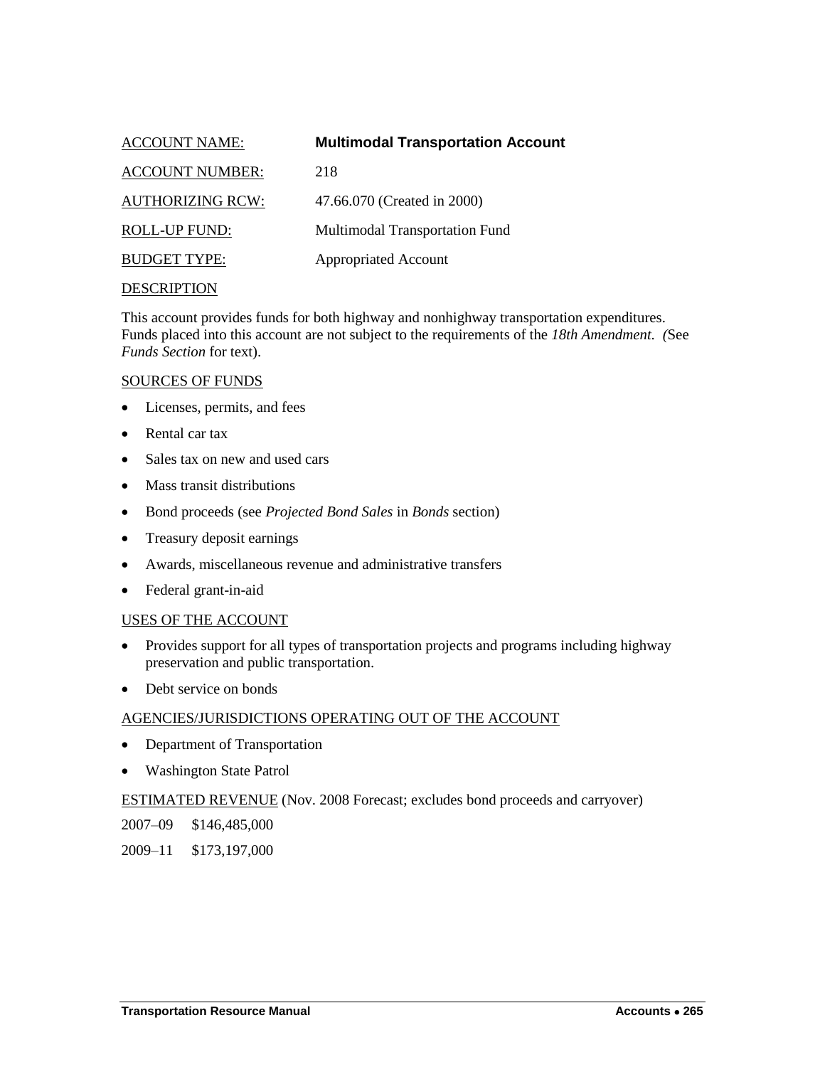ACCOUNT NAME: **Multimodal Transportation Account**

ACCOUNT NUMBER: 218

AUTHORIZING RCW: 47.66.070 (Created in 2000)

ROLL-UP FUND: Multimodal Transportation Fund

BUDGET TYPE: Appropriated Account

DESCRIPTION

This account provides funds for both highway and nonhighway transportation expenditures. Funds placed into this account are not subject to the requirements of the *18th Amendment*. (See *Funds Section* for text).

SOURCES OF FUNDS

- Licenses, permits, and fees
- Rental car tax
- Sales tax on new and used cars
- Mass transit distributions
- Bond proceeds (see *Projected Bond Sales* in *Bonds* section)
- Treasury deposit earnings
- Awards, miscellaneous revenue and administrative transfers
- Federal grant-in-aid

USES OF THE ACCOUNT

- Provides support for all types of transportation projects and programs including highway preservation and public transportation.
- Debt service on bonds

AGENCIES/JURISDICTIONS OPERATING OUT OF THE ACCOUNT

- Department of Transportation
- Washington State Patrol

ESTIMATED REVENUE (Nov. 2008 Forecast; excludes bond proceeds and carryover)

2007–09 $146,485,000

2009–11 $173,197,000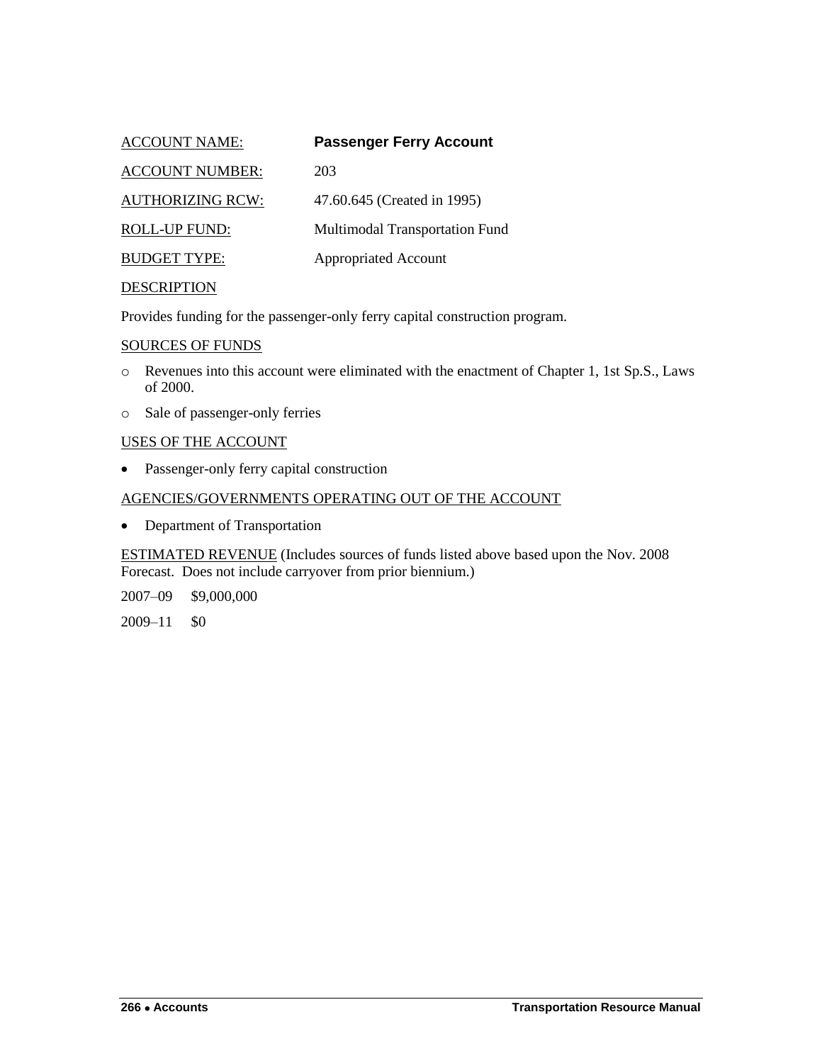ACCOUNT NAME: **Passenger Ferry Account**

ACCOUNT NUMBER: 203

AUTHORIZING RCW: 47.60.645 (Created in 1995)

ROLL-UP FUND: Multimodal Transportation Fund

BUDGET TYPE: Appropriated Account

DESCRIPTION

Provides funding for the passenger-only ferry capital construction program.

SOURCES OF FUNDS

- Revenues into this account were eliminated with the enactment of Chapter 1, 1st Sp.S., Laws of 2000.
- Sale of passenger-only ferries

USES OF THE ACCOUNT

- Passenger-only ferry capital construction

AGENCIES/GOVERNMENTS OPERATING OUT OF THE ACCOUNT

- Department of Transportation

ESTIMATED REVENUE (Includes sources of funds listed above based upon the Nov. 2008 Forecast. Does not include carryover from prior biennium.)

2007–09 $9,000,000

2009–11 $0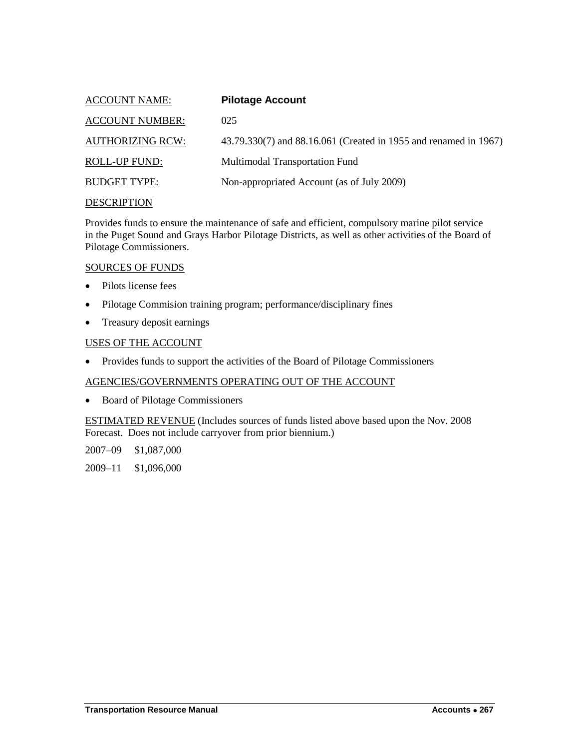ACCOUNT NAME: **Pilotage Account**

ACCOUNT NUMBER: 025

AUTHORIZING RCW: 43.79.330(7) and 88.16.061 (Created in 1955 and renamed in 1967)

ROLL-UP FUND: Multimodal Transportation Fund

BUDGET TYPE: Non-appropriated Account (as of July 2009)

DESCRIPTION

Provides funds to ensure the maintenance of safe and efficient, compulsory marine pilot service in the Puget Sound and Grays Harbor Pilotage Districts, as well as other activities of the Board of Pilotage Commissioners.

SOURCES OF FUNDS

- Pilots license fees
- Pilotage Commision training program; performance/disciplinary fines
- Treasury deposit earnings

USES OF THE ACCOUNT

- Provides funds to support the activities of the Board of Pilotage Commissioners

AGENCIES/GOVERNMENTS OPERATING OUT OF THE ACCOUNT

- Board of Pilotage Commissioners

ESTIMATED REVENUE (Includes sources of funds listed above based upon the Nov. 2008 Forecast. Does not include carryover from prior biennium.)

2007–09 $1,087,000

2009–11 $1,096,000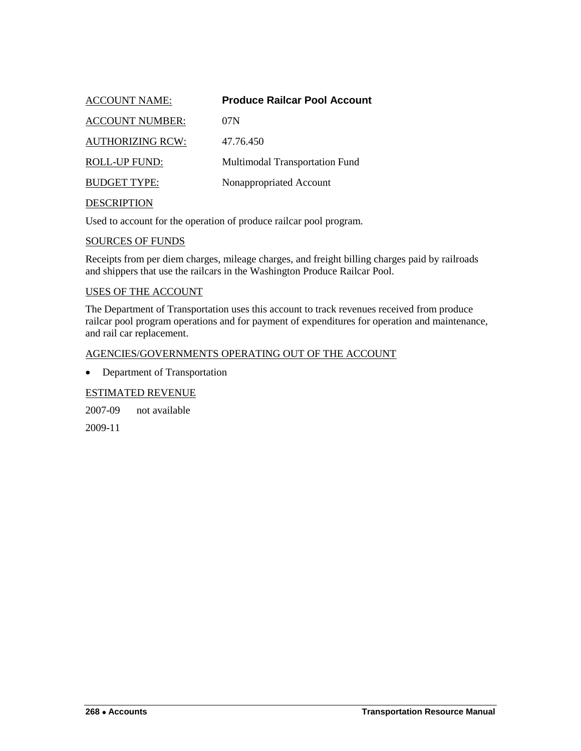ACCOUNT NAME: **Produce Railcar Pool Account**

ACCOUNT NUMBER: 07N

AUTHORIZING RCW: 47.76.450

ROLL-UP FUND: Multimodal Transportation Fund

BUDGET TYPE: Nonappropriated Account

DESCRIPTION

Used to account for the operation of produce railcar pool program.

SOURCES OF FUNDS

Receipts from per diem charges, mileage charges, and freight billing charges paid by railroads and shippers that use the railcars in the Washington Produce Railcar Pool.

USES OF THE ACCOUNT

The Department of Transportation uses this account to track revenues received from produce railcar pool program operations and for payment of expenditures for operation and maintenance, and rail car replacement.

AGENCIES/GOVERNMENTS OPERATING OUT OF THE ACCOUNT

- Department of Transportation

ESTIMATED REVENUE

2007-09 not available

2009-11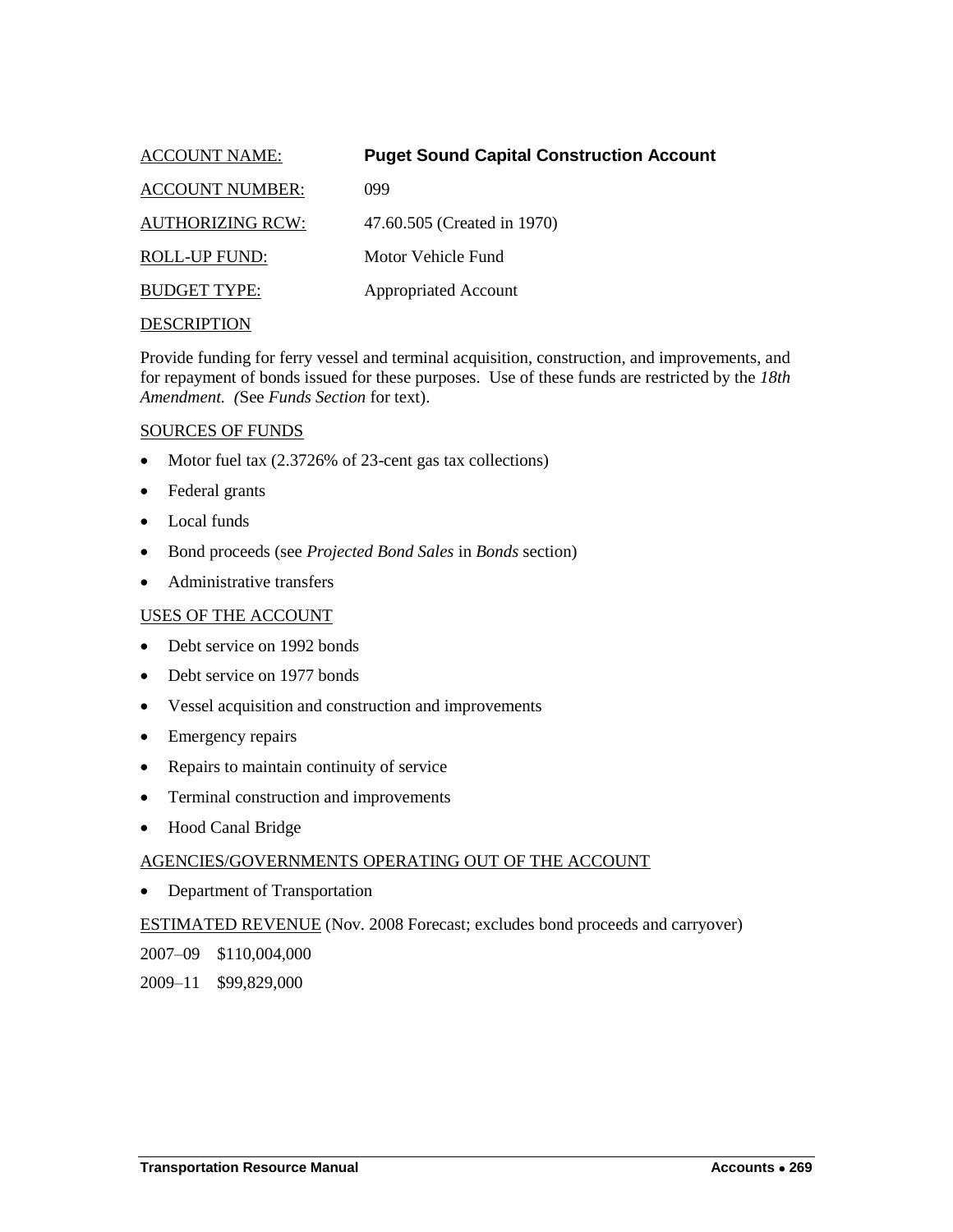ACCOUNT NAME: **Puget Sound Capital Construction Account**

ACCOUNT NUMBER: 099

AUTHORIZING RCW: 47.60.505 (Created in 1970)

ROLL-UP FUND: Motor Vehicle Fund

BUDGET TYPE: Appropriated Account

DESCRIPTION

Provide funding for ferry vessel and terminal acquisition, construction, and improvements, and for repayment of bonds issued for these purposes. Use of these funds are restricted by the *18th Amendment. (*See *Funds Section* for text).

SOURCES OF FUNDS

- Motor fuel tax (2.3726% of 23-cent gas tax collections)
- Federal grants
- Local funds
- Bond proceeds (see *Projected Bond Sales* in *Bonds* section)
- Administrative transfers

USES OF THE ACCOUNT

- Debt service on 1992 bonds
- Debt service on 1977 bonds
- Vessel acquisition and construction and improvements
- Emergency repairs
- Repairs to maintain continuity of service
- Terminal construction and improvements
- Hood Canal Bridge

AGENCIES/GOVERNMENTS OPERATING OUT OF THE ACCOUNT

- Department of Transportation

ESTIMATED REVENUE (Nov. 2008 Forecast; excludes bond proceeds and carryover)

2007–09 $110,004,000

2009–11 $99,829,000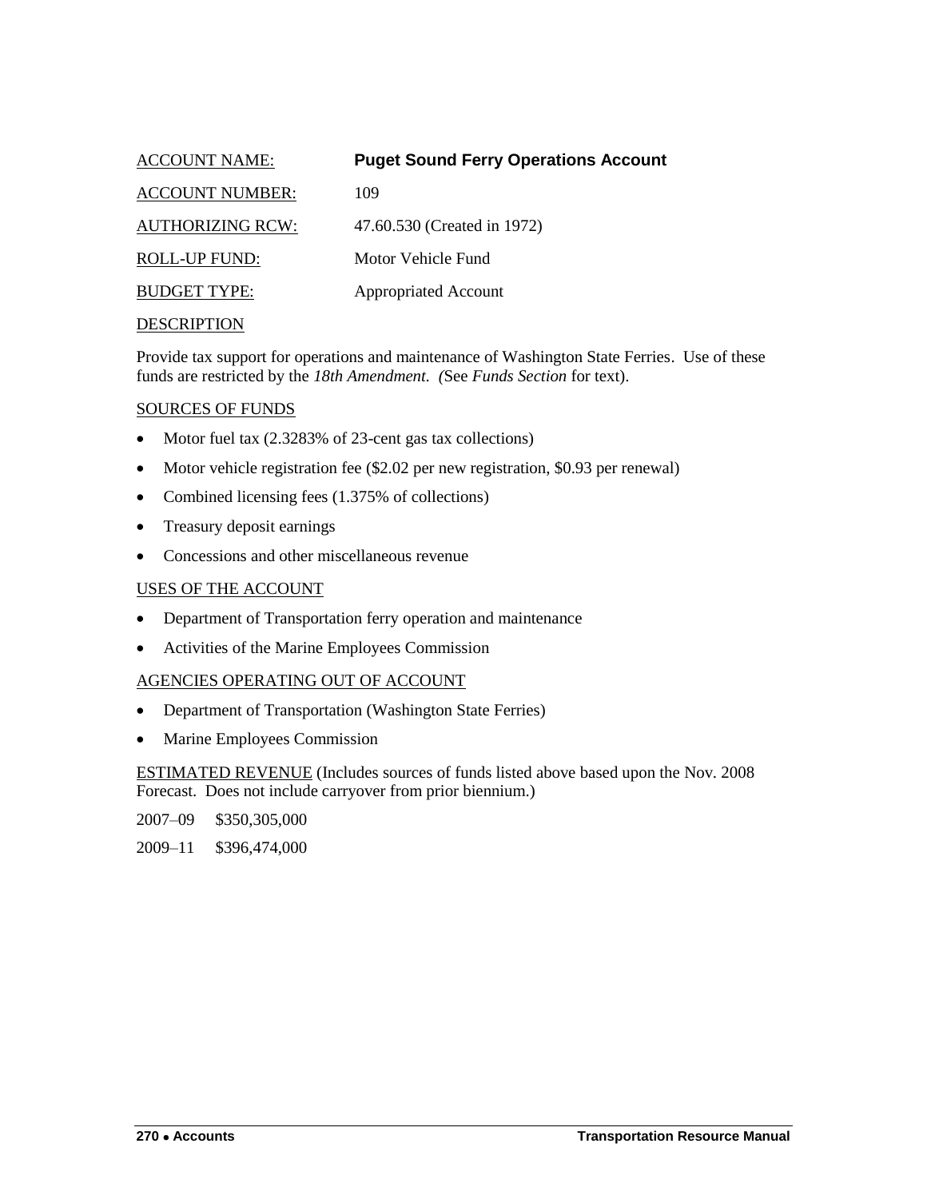ACCOUNT NAME: **Puget Sound Ferry Operations Account**

ACCOUNT NUMBER: 109

AUTHORIZING RCW: 47.60.530 (Created in 1972)

ROLL-UP FUND: Motor Vehicle Fund

BUDGET TYPE: Appropriated Account

DESCRIPTION

Provide tax support for operations and maintenance of Washington State Ferries. Use of these funds are restricted by the *18th Amendment. (*See *Funds Section* for text).

SOURCES OF FUNDS

- Motor fuel tax (2.3283% of 23-cent gas tax collections)
- Motor vehicle registration fee ($2.02 per new registration, $0.93 per renewal)
- Combined licensing fees (1.375% of collections)
- Treasury deposit earnings
- Concessions and other miscellaneous revenue

USES OF THE ACCOUNT

- Department of Transportation ferry operation and maintenance
- Activities of the Marine Employees Commission

AGENCIES OPERATING OUT OF ACCOUNT

- Department of Transportation (Washington State Ferries)
- Marine Employees Commission

ESTIMATED REVENUE (Includes sources of funds listed above based upon the Nov. 2008 Forecast. Does not include carryover from prior biennium.)

2007–09 $350,305,000

2009–11 $396,474,000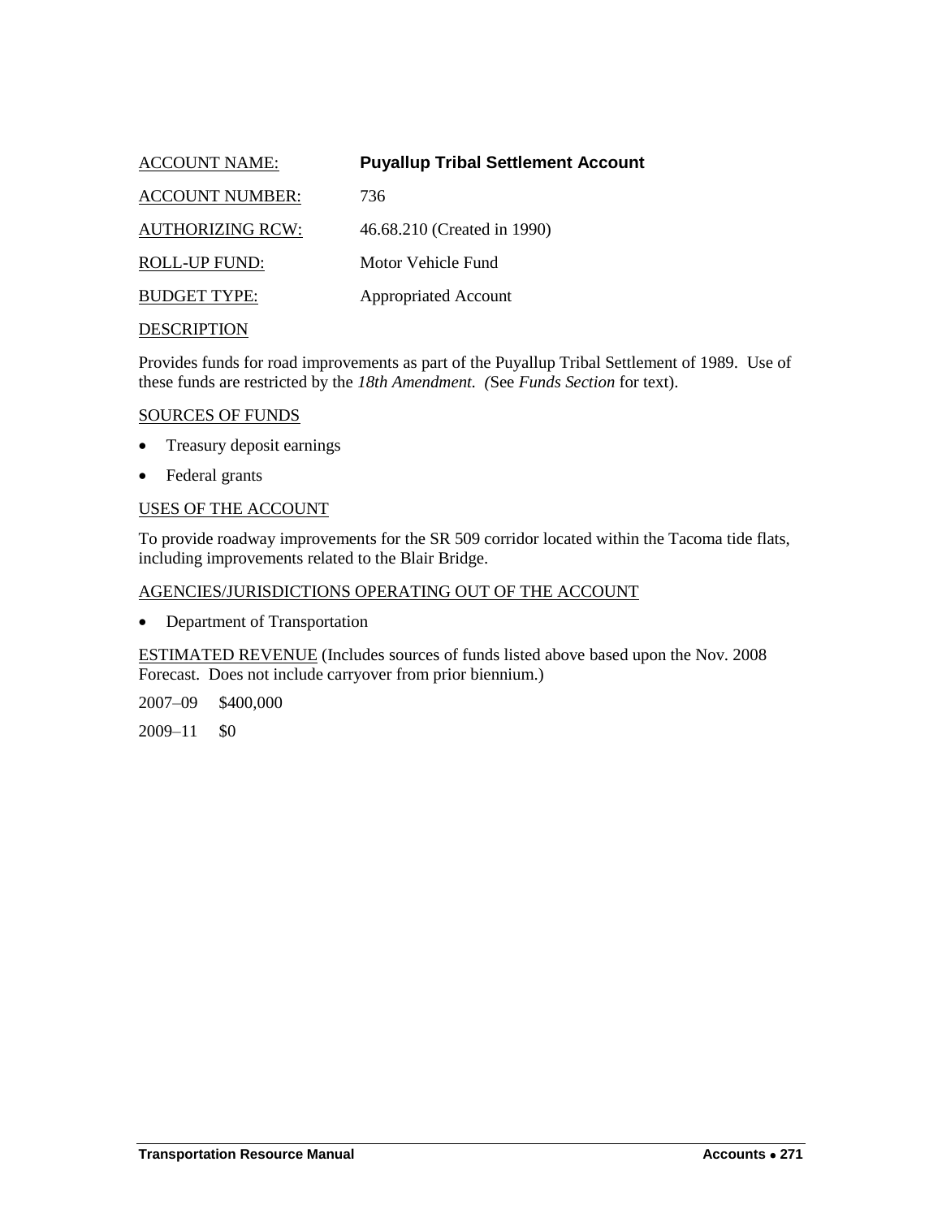ACCOUNT NAME: **Puyallup Tribal Settlement Account**

ACCOUNT NUMBER: 736

AUTHORIZING RCW: 46.68.210 (Created in 1990)

ROLL-UP FUND: Motor Vehicle Fund

BUDGET TYPE: Appropriated Account

DESCRIPTION

Provides funds for road improvements as part of the Puyallup Tribal Settlement of 1989. Use of these funds are restricted by the *18th Amendment. (*See *Funds Section* for text).

SOURCES OF FUNDS

- Treasury deposit earnings
- Federal grants

USES OF THE ACCOUNT

To provide roadway improvements for the SR 509 corridor located within the Tacoma tide flats, including improvements related to the Blair Bridge.

AGENCIES/JURISDICTIONS OPERATING OUT OF THE ACCOUNT

- Department of Transportation

ESTIMATED REVENUE (Includes sources of funds listed above based upon the Nov. 2008 Forecast. Does not include carryover from prior biennium.)

2007–09 $400,000

2009–11 $0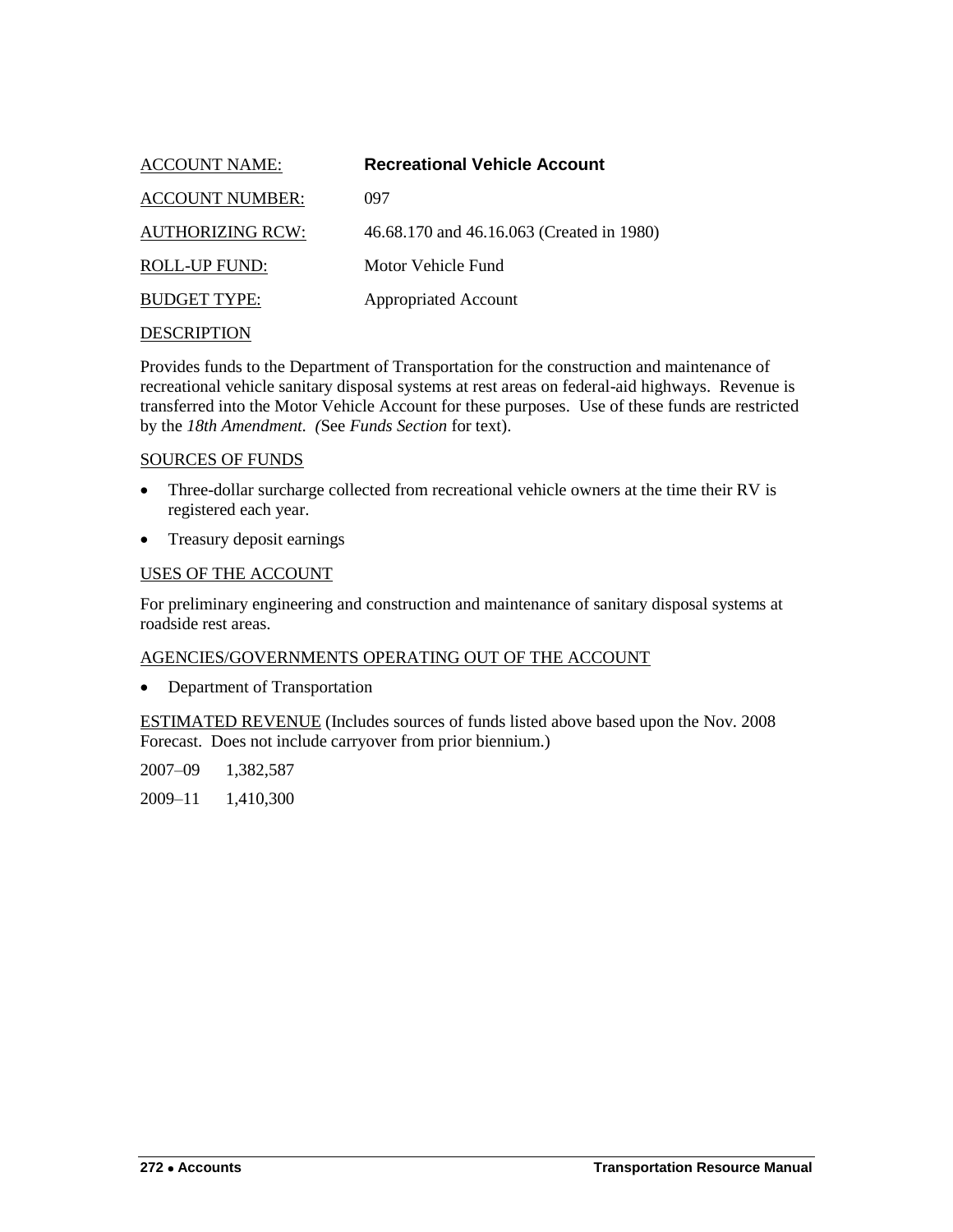ACCOUNT NAME: **Recreational Vehicle Account**

ACCOUNT NUMBER: 097

AUTHORIZING RCW: 46.68.170 and 46.16.063 (Created in 1980)

ROLL-UP FUND: Motor Vehicle Fund

BUDGET TYPE: Appropriated Account

DESCRIPTION

Provides funds to the Department of Transportation for the construction and maintenance of recreational vehicle sanitary disposal systems at rest areas on federal-aid highways. Revenue is transferred into the Motor Vehicle Account for these purposes. Use of these funds are restricted by the *18th Amendment. (*See *Funds Section* for text).

SOURCES OF FUNDS

- Three-dollar surcharge collected from recreational vehicle owners at the time their RV is registered each year.
- Treasury deposit earnings

USES OF THE ACCOUNT

For preliminary engineering and construction and maintenance of sanitary disposal systems at roadside rest areas.

AGENCIES/GOVERNMENTS OPERATING OUT OF THE ACCOUNT

- Department of Transportation

ESTIMATED REVENUE (Includes sources of funds listed above based upon the Nov. 2008 Forecast. Does not include carryover from prior biennium.)

2007–09 1,382,587

2009–11 1,410,300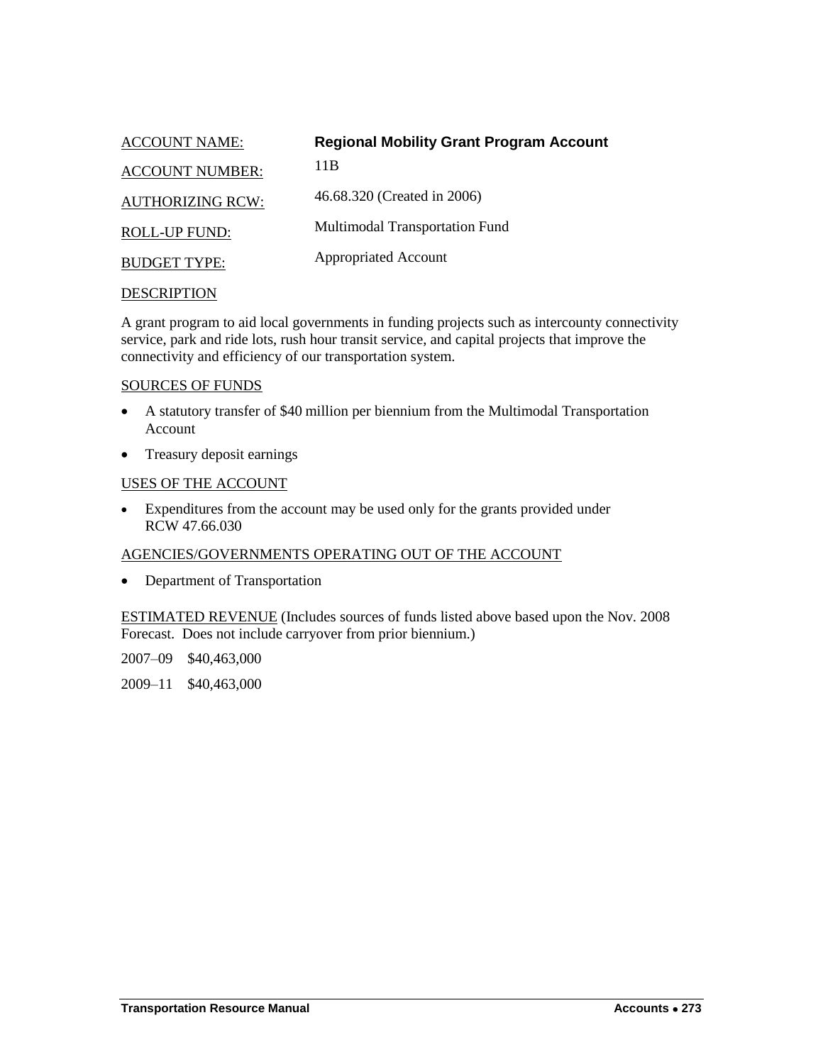ACCOUNT NAME: **Regional Mobility Grant Program Account**

ACCOUNT NUMBER: 11B

AUTHORIZING RCW: 46.68.320 (Created in 2006)

ROLL-UP FUND: Multimodal Transportation Fund

BUDGET TYPE: Appropriated Account

DESCRIPTION

A grant program to aid local governments in funding projects such as intercounty connectivity service, park and ride lots, rush hour transit service, and capital projects that improve the connectivity and efficiency of our transportation system.

SOURCES OF FUNDS

- A statutory transfer of $40 million per biennium from the Multimodal Transportation Account
- Treasury deposit earnings

USES OF THE ACCOUNT

- Expenditures from the account may be used only for the grants provided under RCW 47.66.030

AGENCIES/GOVERNMENTS OPERATING OUT OF THE ACCOUNT

- Department of Transportation

ESTIMATED REVENUE (Includes sources of funds listed above based upon the Nov. 2008 Forecast. Does not include carryover from prior biennium.)

2007–09 $40,463,000

2009–11 $40,463,000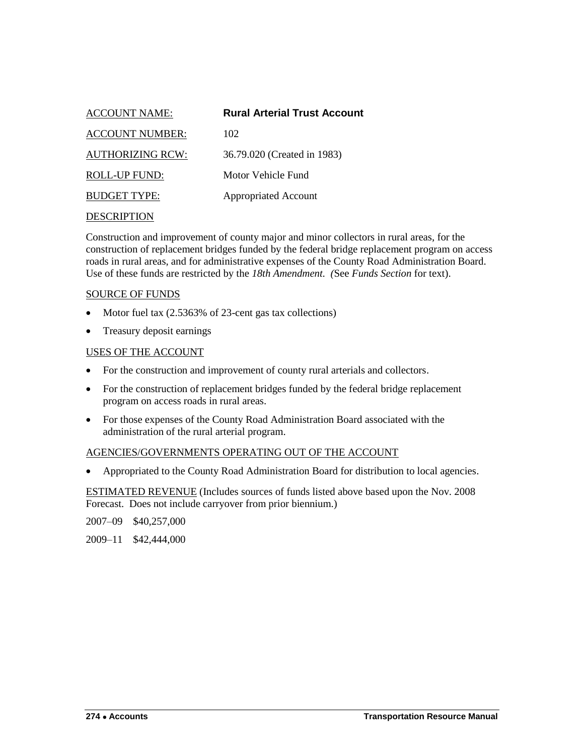ACCOUNT NAME: **Rural Arterial Trust Account**

ACCOUNT NUMBER: 102

AUTHORIZING RCW: 36.79.020 (Created in 1983)

ROLL-UP FUND: Motor Vehicle Fund

BUDGET TYPE: Appropriated Account

DESCRIPTION

Construction and improvement of county major and minor collectors in rural areas, for the construction of replacement bridges funded by the federal bridge replacement program on access roads in rural areas, and for administrative expenses of the County Road Administration Board. Use of these funds are restricted by the *18th Amendment. (*See *Funds Section* for text).

SOURCE OF FUNDS

- Motor fuel tax (2.5363% of 23-cent gas tax collections)
- Treasury deposit earnings

USES OF THE ACCOUNT

- For the construction and improvement of county rural arterials and collectors.
- For the construction of replacement bridges funded by the federal bridge replacement program on access roads in rural areas.
- For those expenses of the County Road Administration Board associated with the administration of the rural arterial program.

AGENCIES/GOVERNMENTS OPERATING OUT OF THE ACCOUNT

- Appropriated to the County Road Administration Board for distribution to local agencies.

ESTIMATED REVENUE (Includes sources of funds listed above based upon the Nov. 2008 Forecast. Does not include carryover from prior biennium.)

2007–09 $40,257,000

2009–11 $42,444,000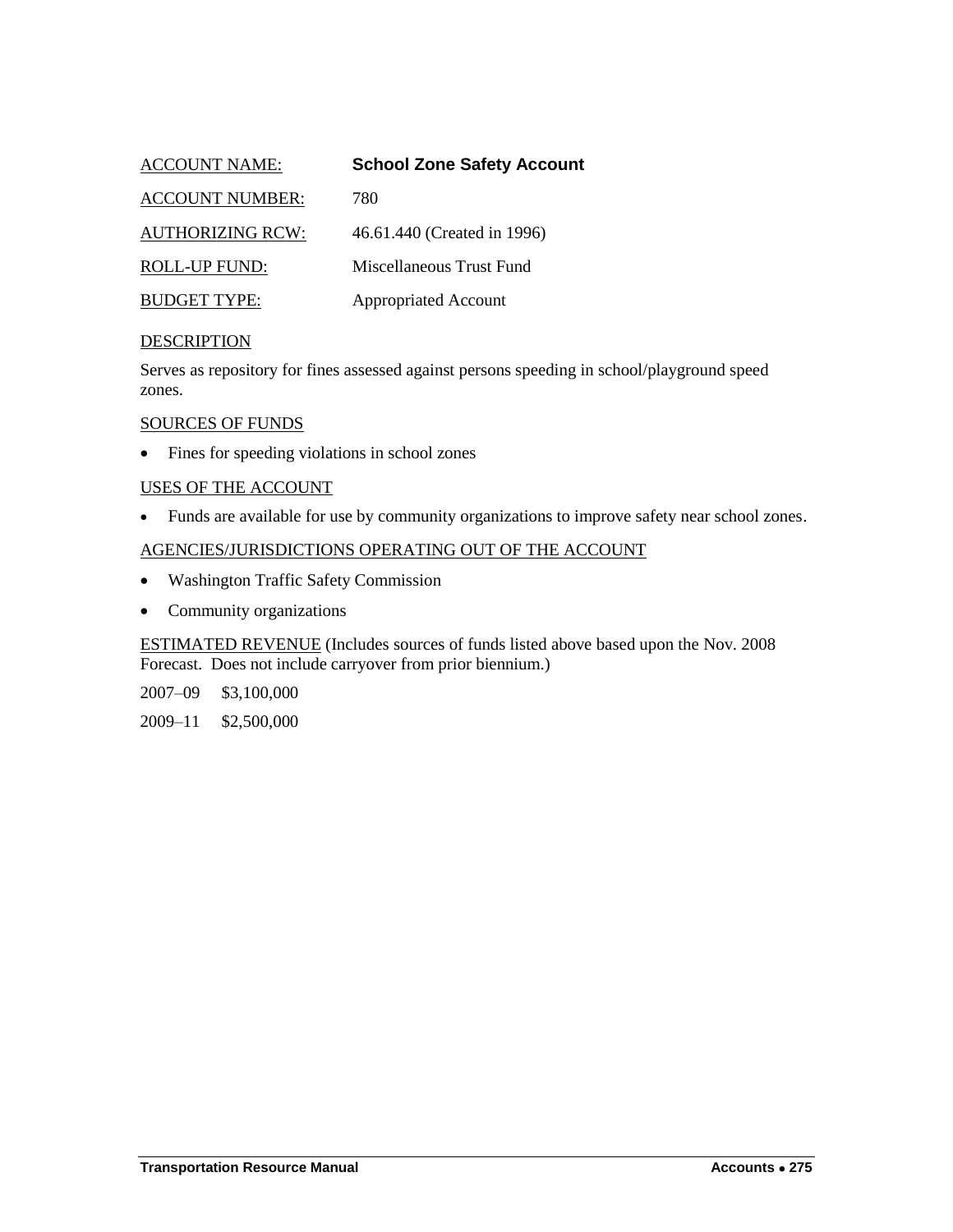ACCOUNT NAME: **School Zone Safety Account**

ACCOUNT NUMBER: 780

AUTHORIZING RCW: 46.61.440 (Created in 1996)

ROLL-UP FUND: Miscellaneous Trust Fund

BUDGET TYPE: Appropriated Account

DESCRIPTION

Serves as repository for fines assessed against persons speeding in school/playground speed zones.

SOURCES OF FUNDS

- Fines for speeding violations in school zones

USES OF THE ACCOUNT

- Funds are available for use by community organizations to improve safety near school zones.

AGENCIES/JURISDICTIONS OPERATING OUT OF THE ACCOUNT

- Washington Traffic Safety Commission
- Community organizations

ESTIMATED REVENUE (Includes sources of funds listed above based upon the Nov. 2008 Forecast. Does not include carryover from prior biennium.)

2007–09 $3,100,000

2009–11 $2,500,000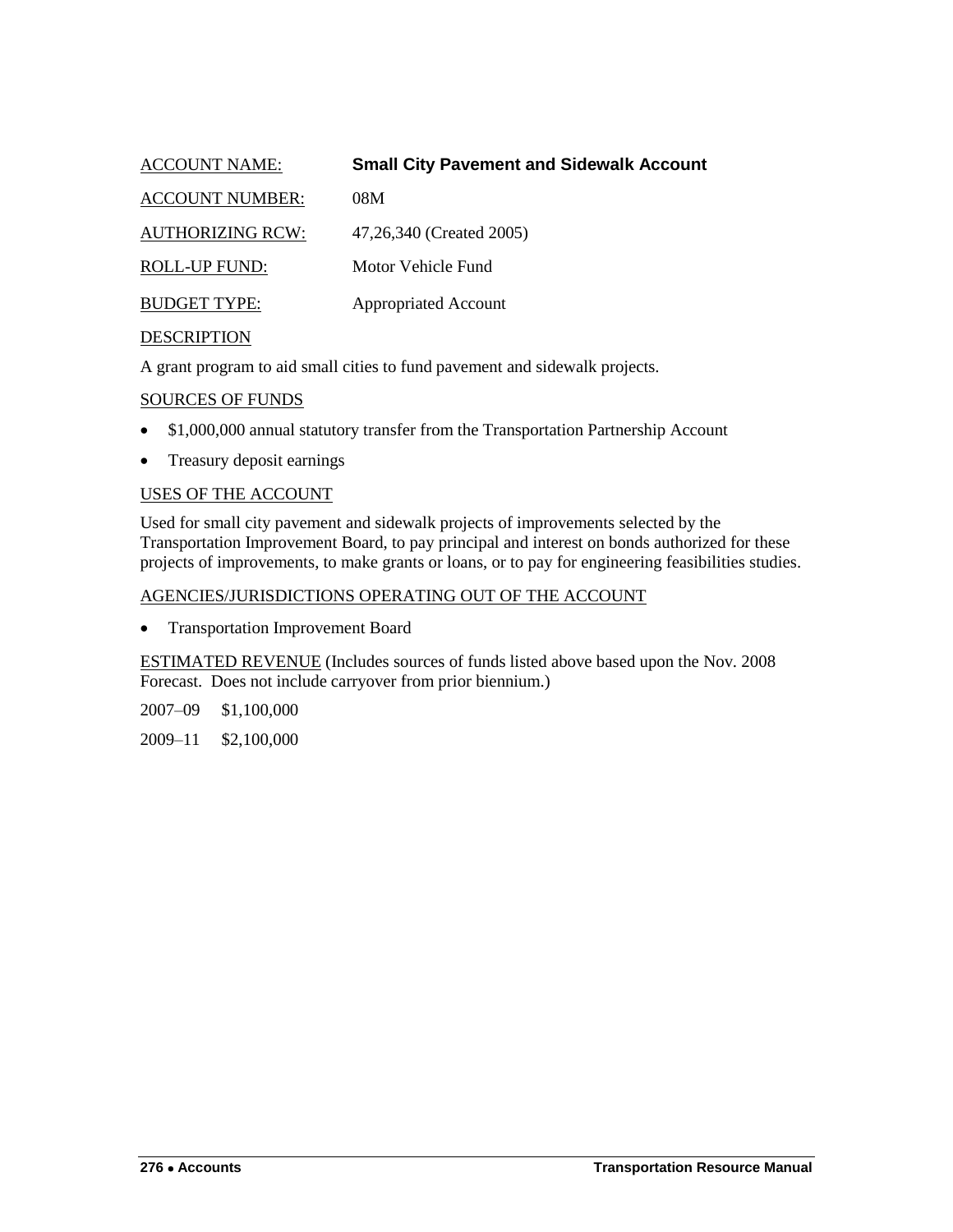ACCOUNT NAME: **Small City Pavement and Sidewalk Account**

ACCOUNT NUMBER: 08M

AUTHORIZING RCW: 47,26,340 (Created 2005)

ROLL-UP FUND: Motor Vehicle Fund

BUDGET TYPE: Appropriated Account

DESCRIPTION

A grant program to aid small cities to fund pavement and sidewalk projects.

SOURCES OF FUNDS

- $1,000,000 annual statutory transfer from the Transportation Partnership Account
- Treasury deposit earnings

USES OF THE ACCOUNT

Used for small city pavement and sidewalk projects of improvements selected by the Transportation Improvement Board, to pay principal and interest on bonds authorized for these projects of improvements, to make grants or loans, or to pay for engineering feasibilities studies.

AGENCIES/JURISDICTIONS OPERATING OUT OF THE ACCOUNT

- Transportation Improvement Board

ESTIMATED REVENUE (Includes sources of funds listed above based upon the Nov. 2008 Forecast. Does not include carryover from prior biennium.)

2007–09 $1,100,000

2009–11 $2,100,000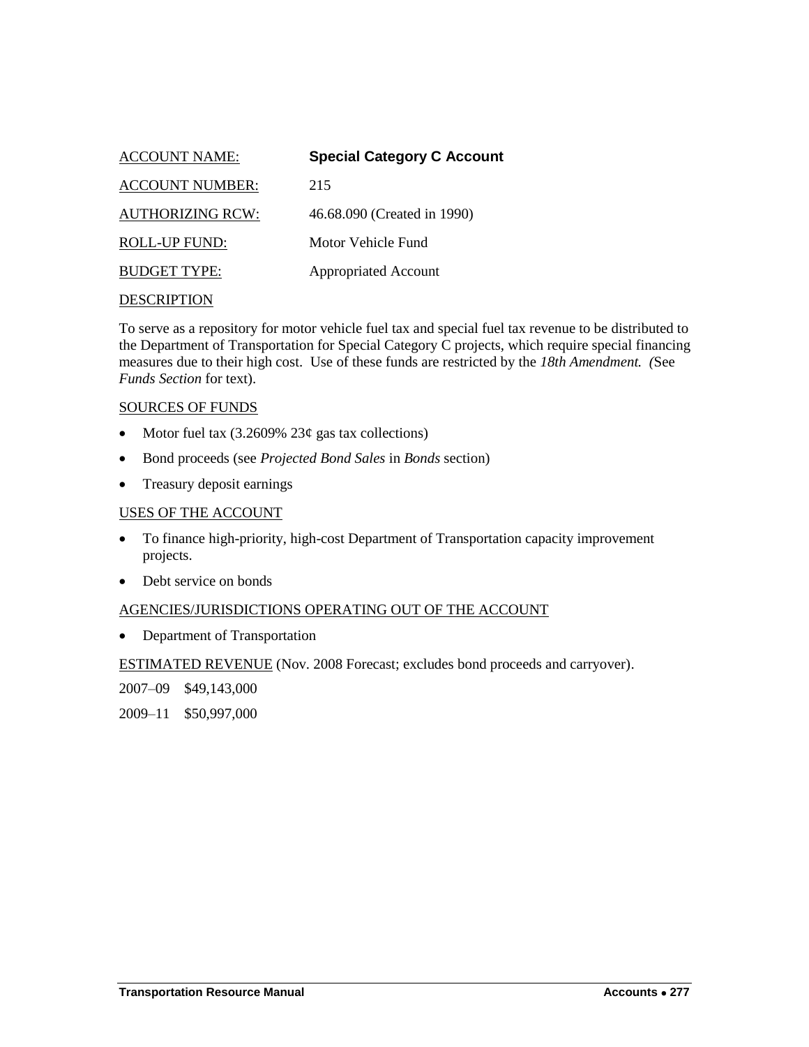ACCOUNT NAME: **Special Category C Account**

ACCOUNT NUMBER: 215

AUTHORIZING RCW: 46.68.090 (Created in 1990)

ROLL-UP FUND: Motor Vehicle Fund

BUDGET TYPE: Appropriated Account

DESCRIPTION

To serve as a repository for motor vehicle fuel tax and special fuel tax revenue to be distributed to the Department of Transportation for Special Category C projects, which require special financing measures due to their high cost. Use of these funds are restricted by the *18th Amendment. (*See *Funds Section* for text).

SOURCES OF FUNDS

- Motor fuel tax (3.2609% 23¢ gas tax collections)
- Bond proceeds (see *Projected Bond Sales* in *Bonds* section)
- Treasury deposit earnings

USES OF THE ACCOUNT

- To finance high-priority, high-cost Department of Transportation capacity improvement projects.
- Debt service on bonds

AGENCIES/JURISDICTIONS OPERATING OUT OF THE ACCOUNT

- Department of Transportation

ESTIMATED REVENUE (Nov. 2008 Forecast; excludes bond proceeds and carryover).

2007–09 $49,143,000

2009–11 $50,997,000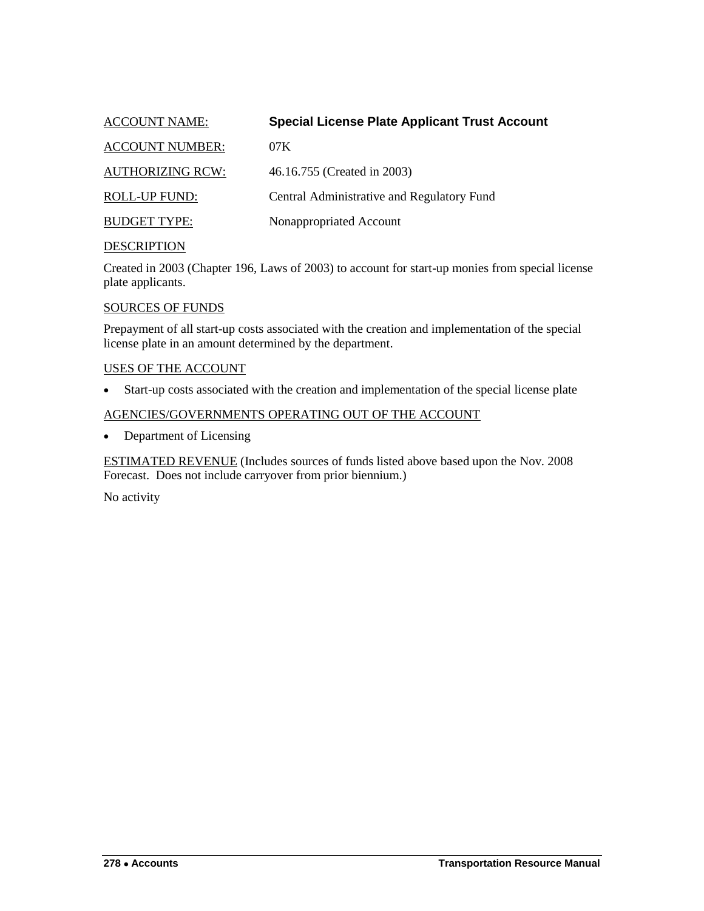ACCOUNT NAME: **Special License Plate Applicant Trust Account**

ACCOUNT NUMBER: 07K

AUTHORIZING RCW: 46.16.755 (Created in 2003)

ROLL-UP FUND: Central Administrative and Regulatory Fund

BUDGET TYPE: Nonappropriated Account

DESCRIPTION

Created in 2003 (Chapter 196, Laws of 2003) to account for start-up monies from special license plate applicants.

SOURCES OF FUNDS

Prepayment of all start-up costs associated with the creation and implementation of the special license plate in an amount determined by the department.

USES OF THE ACCOUNT

- Start-up costs associated with the creation and implementation of the special license plate

AGENCIES/GOVERNMENTS OPERATING OUT OF THE ACCOUNT

- Department of Licensing

ESTIMATED REVENUE (Includes sources of funds listed above based upon the Nov. 2008 Forecast. Does not include carryover from prior biennium.)

No activity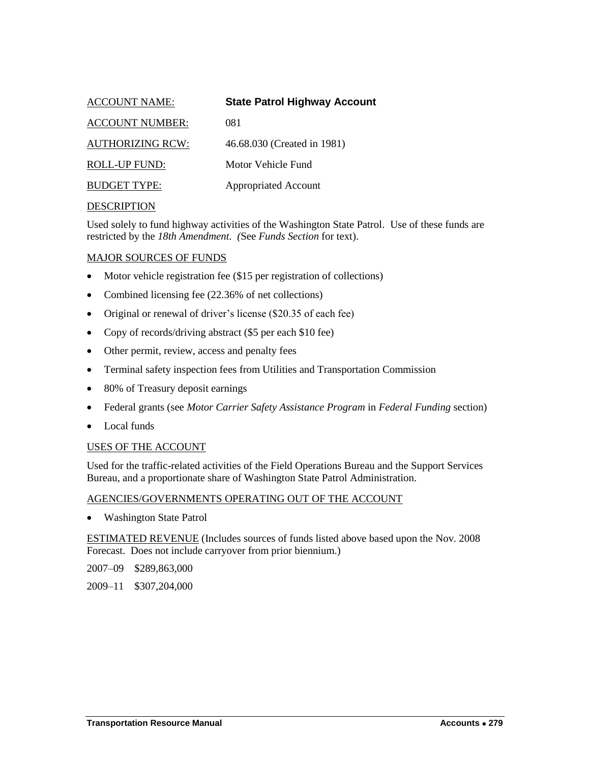ACCOUNT NAME: **State Patrol Highway Account**

ACCOUNT NUMBER: 081

AUTHORIZING RCW: 46.68.030 (Created in 1981)

ROLL-UP FUND: Motor Vehicle Fund

BUDGET TYPE: Appropriated Account

DESCRIPTION

Used solely to fund highway activities of the Washington State Patrol. Use of these funds are restricted by the *18th Amendment. (*See *Funds Section* for text).

MAJOR SOURCES OF FUNDS

- Motor vehicle registration fee ($15 per registration of collections)
- Combined licensing fee (22.36% of net collections)
- Original or renewal of driver's license ($20.35 of each fee)
- Copy of records/driving abstract ($5 per each $10 fee)
- Other permit, review, access and penalty fees
- Terminal safety inspection fees from Utilities and Transportation Commission
- 80% of Treasury deposit earnings
- Federal grants (see *Motor Carrier Safety Assistance Program* in *Federal Funding* section)
- Local funds

USES OF THE ACCOUNT

Used for the traffic-related activities of the Field Operations Bureau and the Support Services Bureau, and a proportionate share of Washington State Patrol Administration.

AGENCIES/GOVERNMENTS OPERATING OUT OF THE ACCOUNT

- Washington State Patrol

ESTIMATED REVENUE (Includes sources of funds listed above based upon the Nov. 2008 Forecast. Does not include carryover from prior biennium.)

2007–09 $289,863,000

2009–11 $307,204,000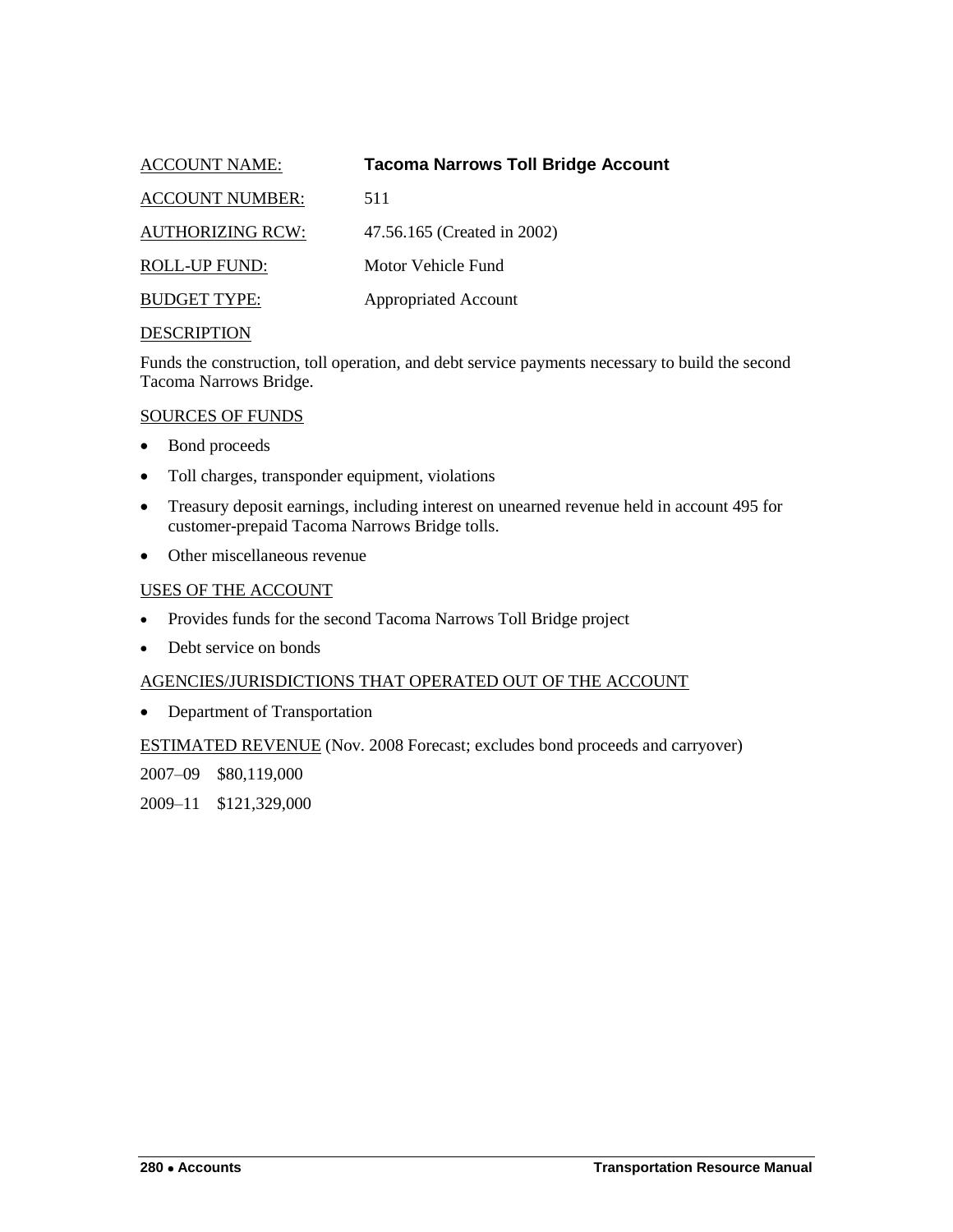ACCOUNT NAME: **Tacoma Narrows Toll Bridge Account**

ACCOUNT NUMBER: 511

AUTHORIZING RCW: 47.56.165 (Created in 2002)

ROLL-UP FUND: Motor Vehicle Fund

BUDGET TYPE: Appropriated Account

DESCRIPTION

Funds the construction, toll operation, and debt service payments necessary to build the second Tacoma Narrows Bridge.

SOURCES OF FUNDS

- Bond proceeds
- Toll charges, transponder equipment, violations
- Treasury deposit earnings, including interest on unearned revenue held in account 495 for customer-prepaid Tacoma Narrows Bridge tolls.
- Other miscellaneous revenue

USES OF THE ACCOUNT

- Provides funds for the second Tacoma Narrows Toll Bridge project
- Debt service on bonds

AGENCIES/JURISDICTIONS THAT OPERATED OUT OF THE ACCOUNT

- Department of Transportation

ESTIMATED REVENUE (Nov. 2008 Forecast; excludes bond proceeds and carryover)

2007–09 $80,119,000

2009–11 $121,329,000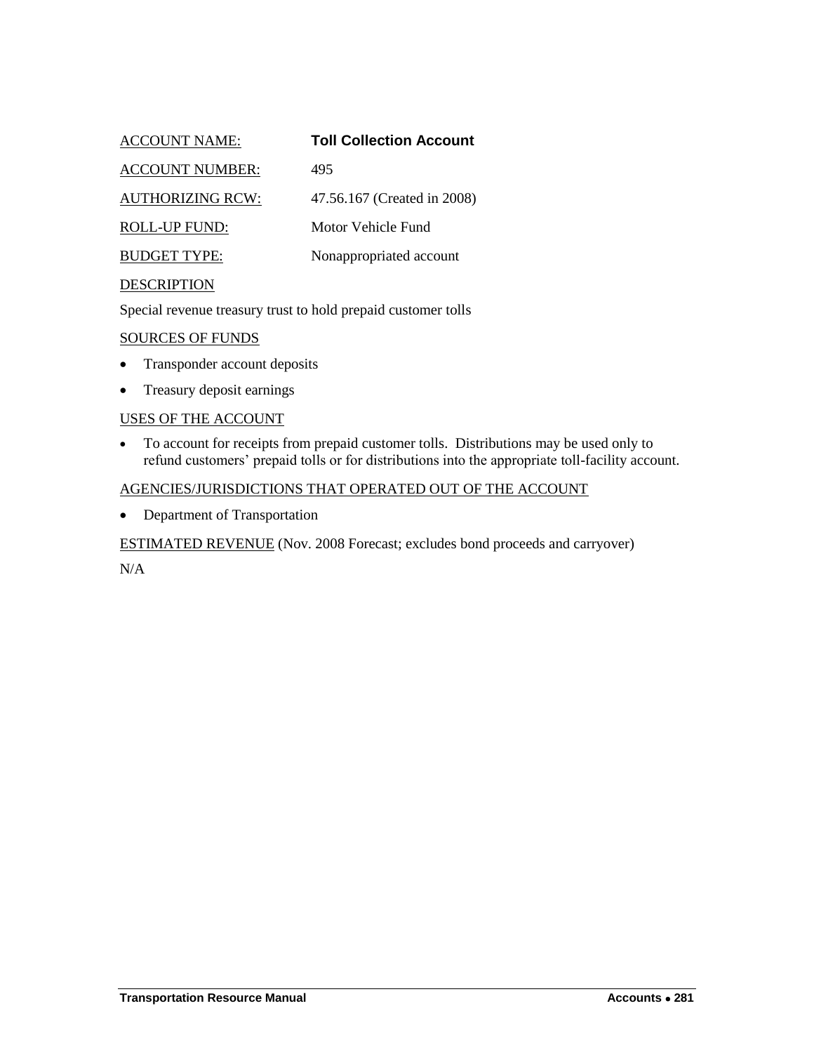ACCOUNT NAME: **Toll Collection Account**

ACCOUNT NUMBER: 495

AUTHORIZING RCW: 47.56.167 (Created in 2008)

ROLL-UP FUND: Motor Vehicle Fund

BUDGET TYPE: Nonappropriated account

DESCRIPTION

Special revenue treasury trust to hold prepaid customer tolls

SOURCES OF FUNDS

- Transponder account deposits
- Treasury deposit earnings

USES OF THE ACCOUNT

- To account for receipts from prepaid customer tolls. Distributions may be used only to refund customers' prepaid tolls or for distributions into the appropriate toll-facility account.

AGENCIES/JURISDICTIONS THAT OPERATED OUT OF THE ACCOUNT

- Department of Transportation

ESTIMATED REVENUE (Nov. 2008 Forecast; excludes bond proceeds and carryover)

N/A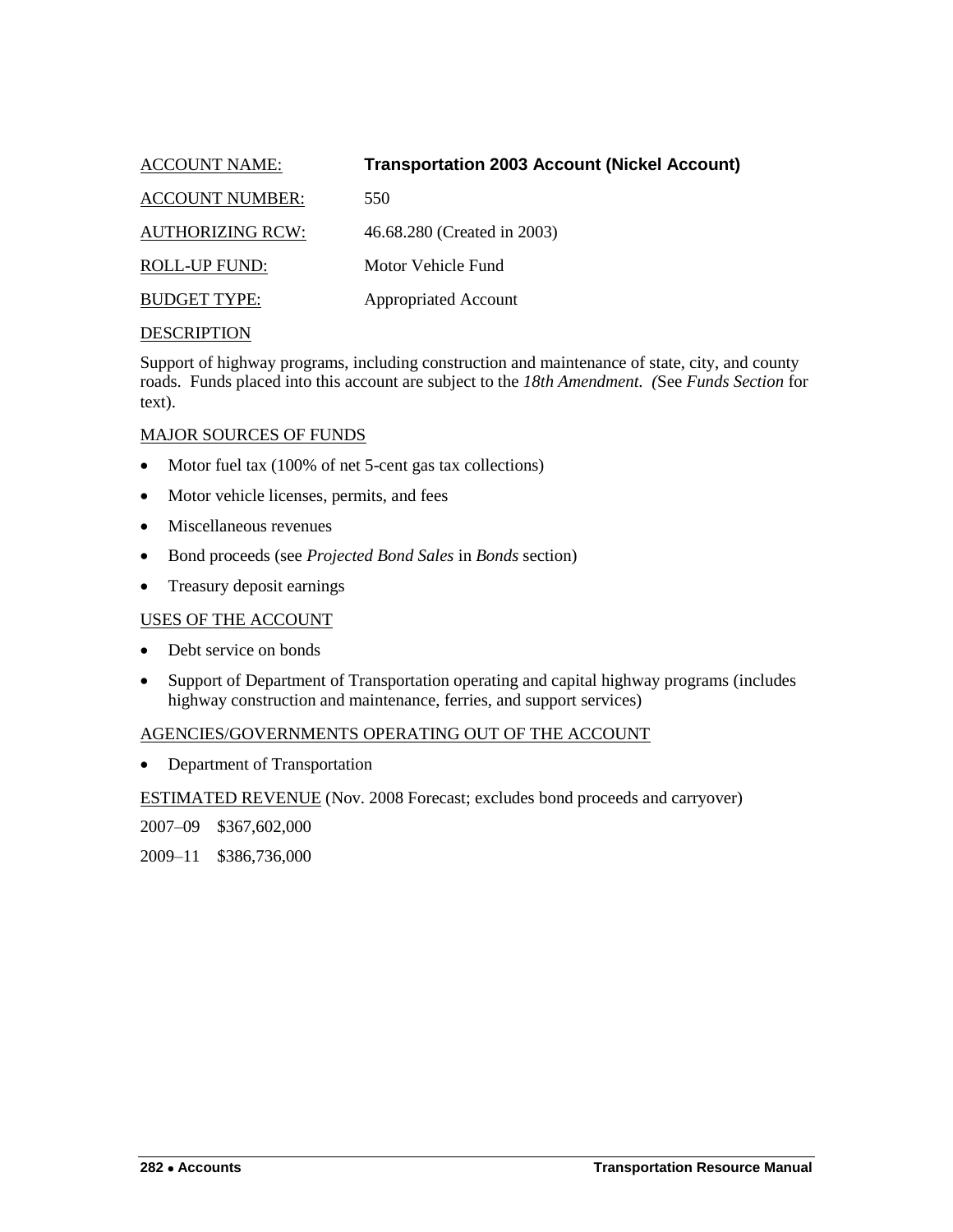ACCOUNT NAME: **Transportation 2003 Account (Nickel Account)**

ACCOUNT NUMBER: 550

AUTHORIZING RCW: 46.68.280 (Created in 2003)

ROLL-UP FUND: Motor Vehicle Fund

BUDGET TYPE: Appropriated Account

DESCRIPTION

Support of highway programs, including construction and maintenance of state, city, and county roads. Funds placed into this account are subject to the *18th Amendment. (*See *Funds Section* for text).

MAJOR SOURCES OF FUNDS

- Motor fuel tax (100% of net 5-cent gas tax collections)
- Motor vehicle licenses, permits, and fees
- Miscellaneous revenues
- Bond proceeds (see *Projected Bond Sales* in *Bonds* section)
- Treasury deposit earnings

USES OF THE ACCOUNT

- Debt service on bonds
- Support of Department of Transportation operating and capital highway programs (includes highway construction and maintenance, ferries, and support services)

AGENCIES/GOVERNMENTS OPERATING OUT OF THE ACCOUNT

- Department of Transportation

ESTIMATED REVENUE (Nov. 2008 Forecast; excludes bond proceeds and carryover)

2007–09 $367,602,000

2009–11 $386,736,000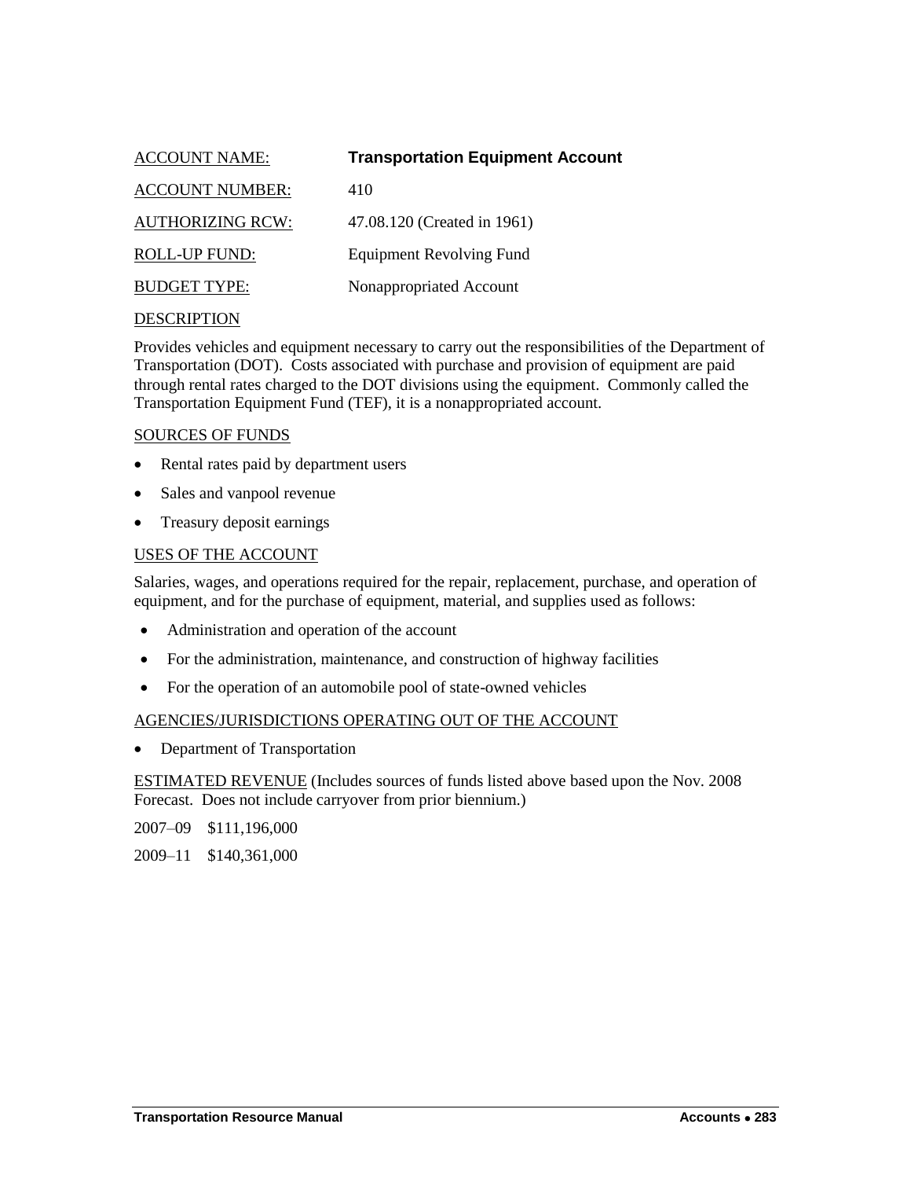ACCOUNT NAME: **Transportation Equipment Account**

ACCOUNT NUMBER: 410

AUTHORIZING RCW: 47.08.120 (Created in 1961)

ROLL-UP FUND: Equipment Revolving Fund

BUDGET TYPE: Nonappropriated Account

DESCRIPTION

Provides vehicles and equipment necessary to carry out the responsibilities of the Department of Transportation (DOT). Costs associated with purchase and provision of equipment are paid through rental rates charged to the DOT divisions using the equipment. Commonly called the Transportation Equipment Fund (TEF), it is a nonappropriated account.

SOURCES OF FUNDS

- Rental rates paid by department users
- Sales and vanpool revenue
- Treasury deposit earnings

USES OF THE ACCOUNT

Salaries, wages, and operations required for the repair, replacement, purchase, and operation of equipment, and for the purchase of equipment, material, and supplies used as follows:

- Administration and operation of the account
- For the administration, maintenance, and construction of highway facilities
- For the operation of an automobile pool of state-owned vehicles

AGENCIES/JURISDICTIONS OPERATING OUT OF THE ACCOUNT

- Department of Transportation

ESTIMATED REVENUE (Includes sources of funds listed above based upon the Nov. 2008 Forecast. Does not include carryover from prior biennium.)

2007–09 $111,196,000

2009–11 $140,361,000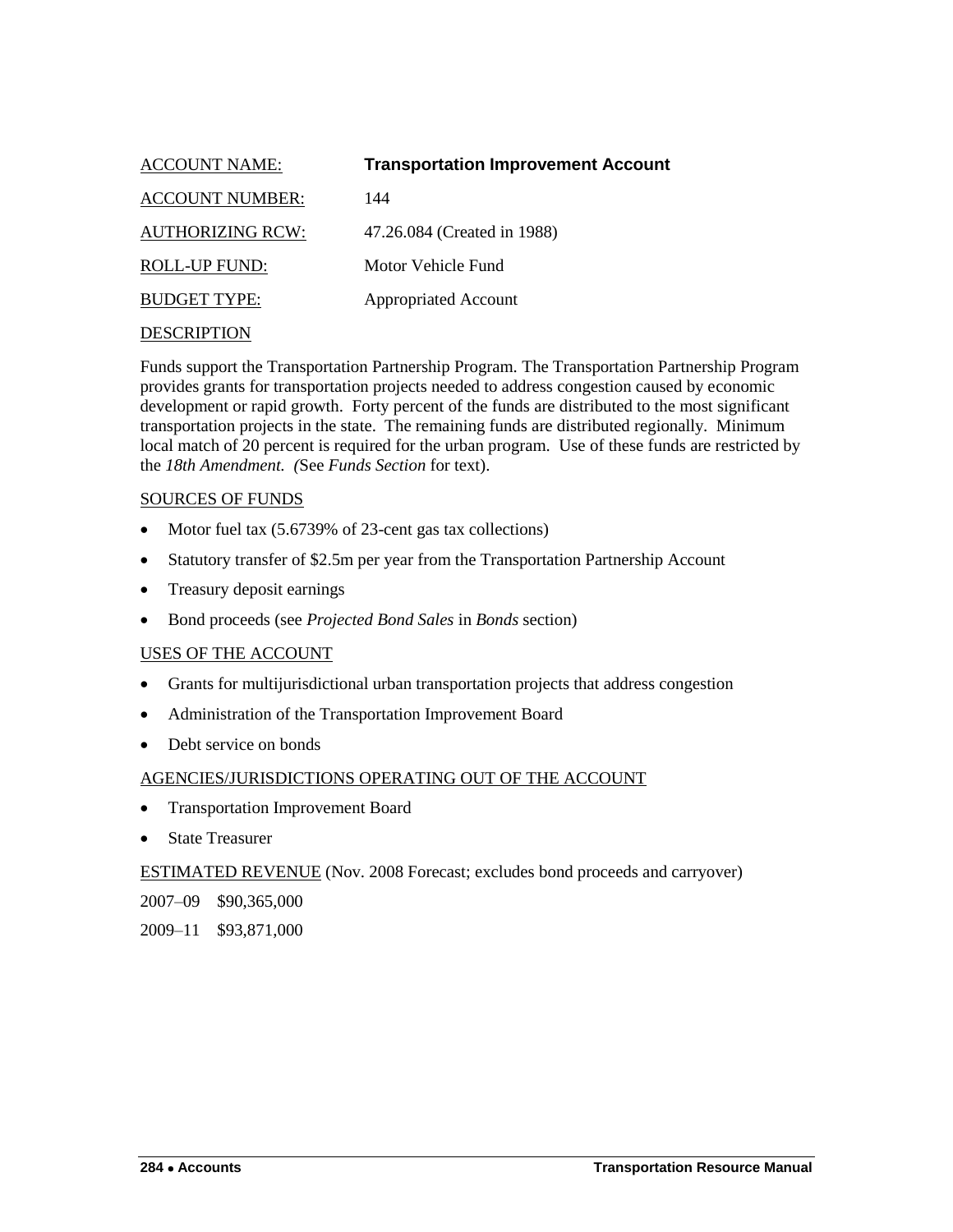ACCOUNT NAME: **Transportation Improvement Account**

ACCOUNT NUMBER: 144

AUTHORIZING RCW: 47.26.084 (Created in 1988)

ROLL-UP FUND: Motor Vehicle Fund

BUDGET TYPE: Appropriated Account

DESCRIPTION

Funds support the Transportation Partnership Program. The Transportation Partnership Program provides grants for transportation projects needed to address congestion caused by economic development or rapid growth. Forty percent of the funds are distributed to the most significant transportation projects in the state. The remaining funds are distributed regionally. Minimum local match of 20 percent is required for the urban program. Use of these funds are restricted by the *18th Amendment.* (See *Funds Section* for text).

SOURCES OF FUNDS

- Motor fuel tax (5.6739% of 23-cent gas tax collections)
- Statutory transfer of $2.5m per year from the Transportation Partnership Account
- Treasury deposit earnings
- Bond proceeds (see *Projected Bond Sales* in *Bonds* section)

USES OF THE ACCOUNT

- Grants for multijurisdictional urban transportation projects that address congestion
- Administration of the Transportation Improvement Board
- Debt service on bonds

AGENCIES/JURISDICTIONS OPERATING OUT OF THE ACCOUNT

- Transportation Improvement Board
- State Treasurer

ESTIMATED REVENUE (Nov. 2008 Forecast; excludes bond proceeds and carryover)

2007–09 $90,365,000

2009–11 $93,871,000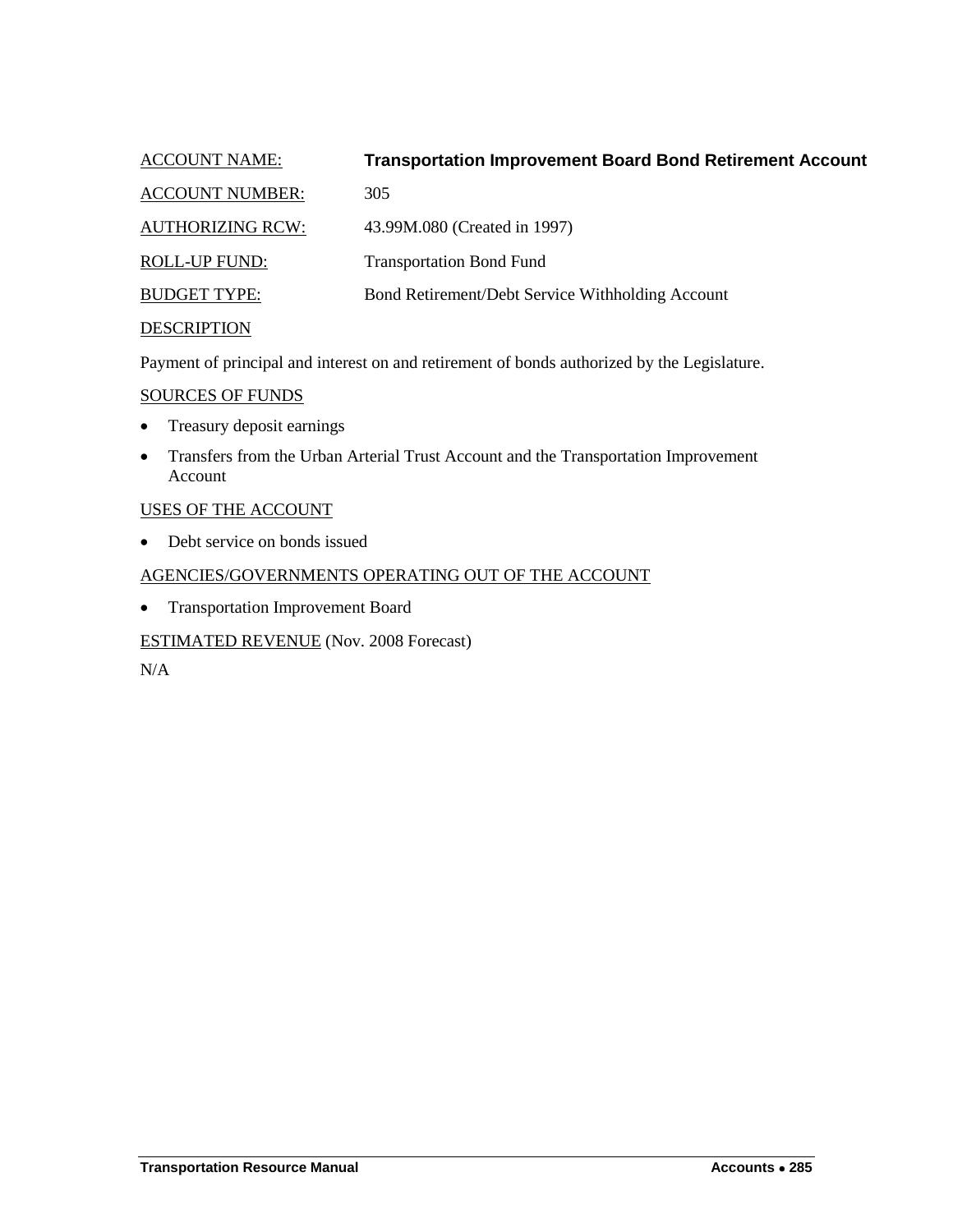ACCOUNT NAME: **Transportation Improvement Board Bond Retirement Account**

ACCOUNT NUMBER: 305

AUTHORIZING RCW: 43.99M.080 (Created in 1997)

ROLL-UP FUND: Transportation Bond Fund

BUDGET TYPE: Bond Retirement/Debt Service Withholding Account

DESCRIPTION

Payment of principal and interest on and retirement of bonds authorized by the Legislature.

SOURCES OF FUNDS

- Treasury deposit earnings
- Transfers from the Urban Arterial Trust Account and the Transportation Improvement Account

USES OF THE ACCOUNT

- Debt service on bonds issued

AGENCIES/GOVERNMENTS OPERATING OUT OF THE ACCOUNT

- Transportation Improvement Board

ESTIMATED REVENUE (Nov. 2008 Forecast)

N/A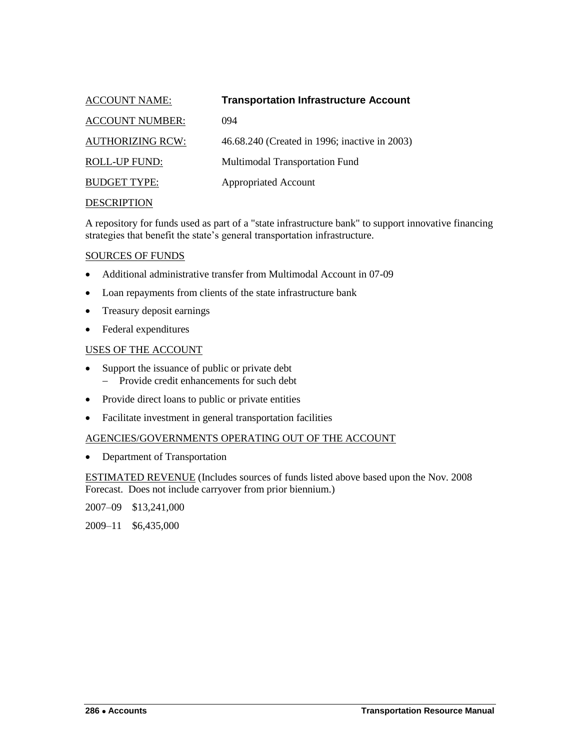ACCOUNT NAME: **Transportation Infrastructure Account**

ACCOUNT NUMBER: 094

AUTHORIZING RCW: 46.68.240 (Created in 1996; inactive in 2003)

ROLL-UP FUND: Multimodal Transportation Fund

BUDGET TYPE: Appropriated Account

DESCRIPTION

A repository for funds used as part of a "state infrastructure bank" to support innovative financing strategies that benefit the state's general transportation infrastructure.

SOURCES OF FUNDS

- Additional administrative transfer from Multimodal Account in 07-09
- Loan repayments from clients of the state infrastructure bank
- Treasury deposit earnings
- Federal expenditures

USES OF THE ACCOUNT

- Support the issuance of public or private debt
  - Provide credit enhancements for such debt
- Provide direct loans to public or private entities
- Facilitate investment in general transportation facilities

AGENCIES/GOVERNMENTS OPERATING OUT OF THE ACCOUNT

- Department of Transportation

ESTIMATED REVENUE (Includes sources of funds listed above based upon the Nov. 2008 Forecast. Does not include carryover from prior biennium.)

2007–09 $13,241,000

2009–11 $6,435,000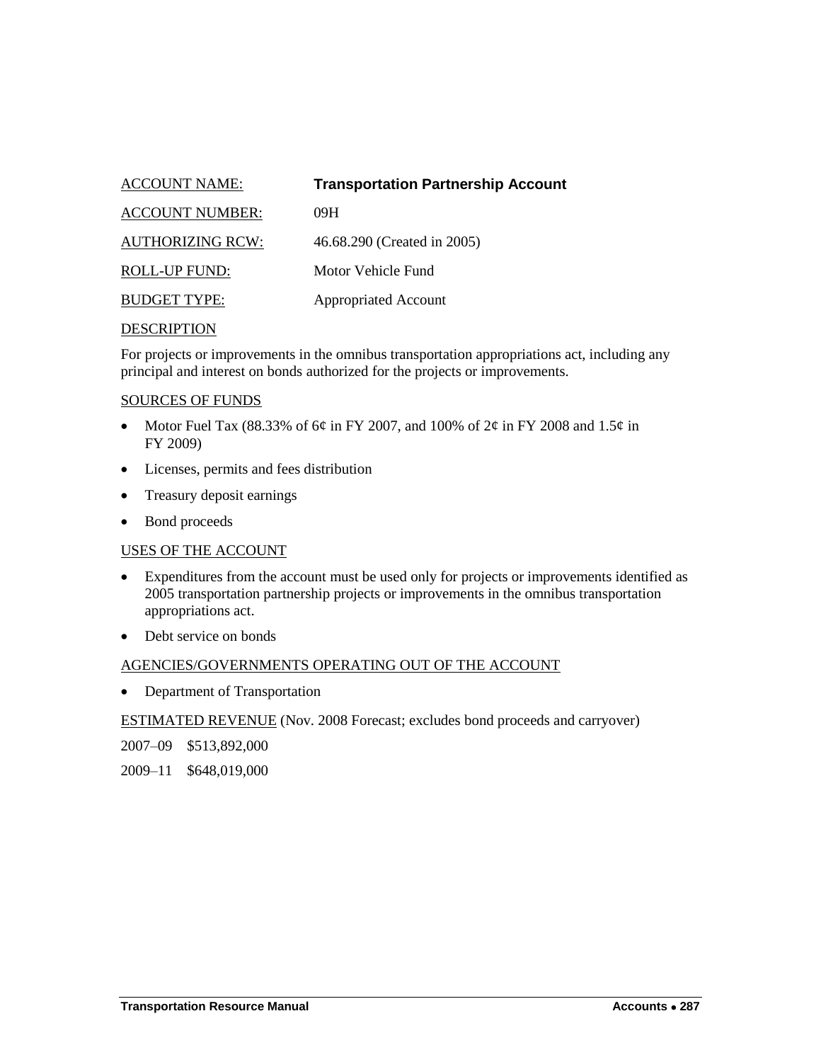ACCOUNT NAME: **Transportation Partnership Account**

ACCOUNT NUMBER: 09H

AUTHORIZING RCW: 46.68.290 (Created in 2005)

ROLL-UP FUND: Motor Vehicle Fund

BUDGET TYPE: Appropriated Account

DESCRIPTION

For projects or improvements in the omnibus transportation appropriations act, including any principal and interest on bonds authorized for the projects or improvements.

SOURCES OF FUNDS

- Motor Fuel Tax (88.33% of 6¢ in FY 2007, and 100% of 2¢ in FY 2008 and 1.5¢ in FY 2009)
- Licenses, permits and fees distribution
- Treasury deposit earnings
- Bond proceeds

USES OF THE ACCOUNT

- Expenditures from the account must be used only for projects or improvements identified as 2005 transportation partnership projects or improvements in the omnibus transportation appropriations act.
- Debt service on bonds

AGENCIES/GOVERNMENTS OPERATING OUT OF THE ACCOUNT

- Department of Transportation

ESTIMATED REVENUE (Nov. 2008 Forecast; excludes bond proceeds and carryover)

2007–09 $513,892,000

2009–11 $648,019,000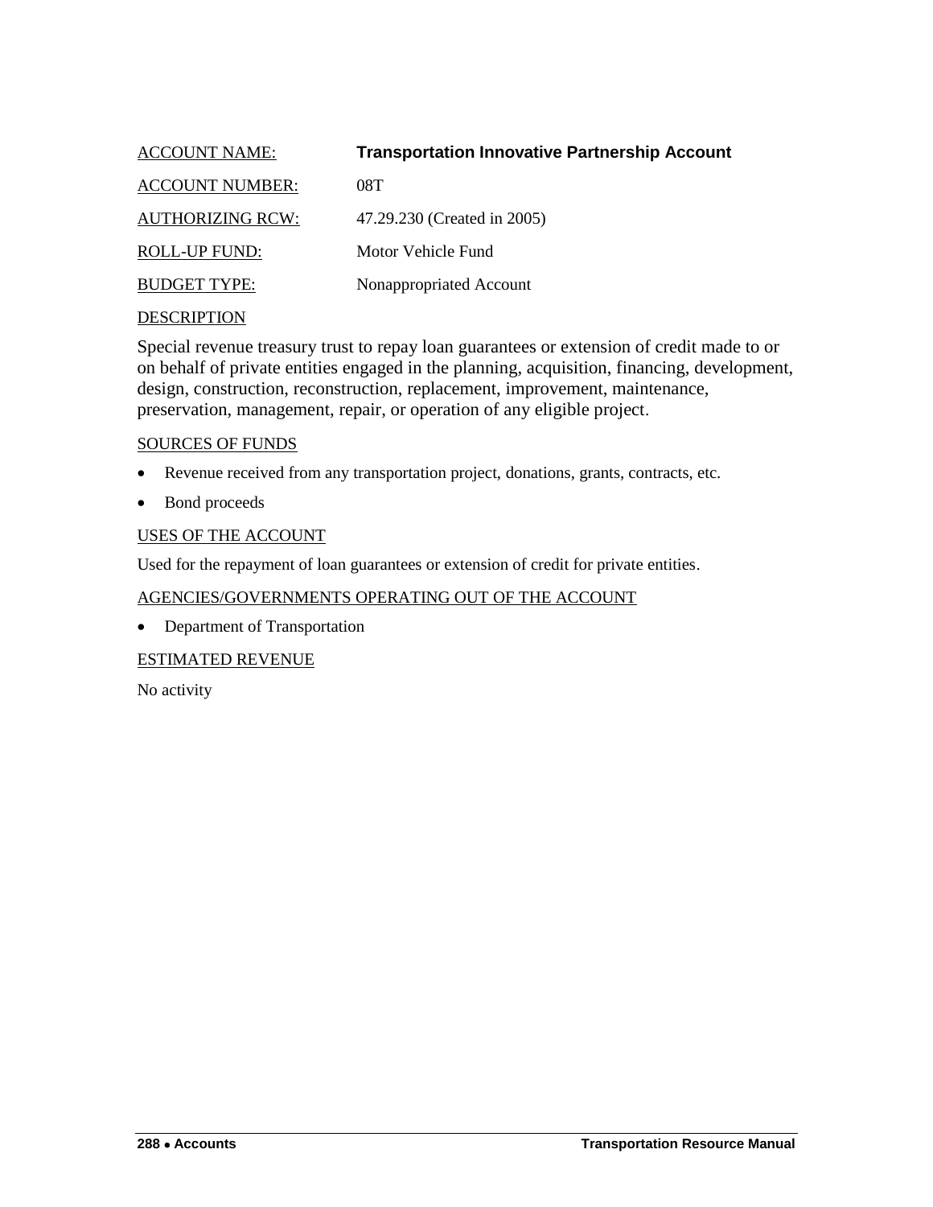ACCOUNT NAME: **Transportation Innovative Partnership Account**

ACCOUNT NUMBER: 08T

AUTHORIZING RCW: 47.29.230 (Created in 2005)

ROLL-UP FUND: Motor Vehicle Fund

BUDGET TYPE: Nonappropriated Account

DESCRIPTION

Special revenue treasury trust to repay loan guarantees or extension of credit made to or on behalf of private entities engaged in the planning, acquisition, financing, development, design, construction, reconstruction, replacement, improvement, maintenance, preservation, management, repair, or operation of any eligible project.

SOURCES OF FUNDS

- Revenue received from any transportation project, donations, grants, contracts, etc.
- Bond proceeds

USES OF THE ACCOUNT

Used for the repayment of loan guarantees or extension of credit for private entities.

AGENCIES/GOVERNMENTS OPERATING OUT OF THE ACCOUNT

- Department of Transportation

ESTIMATED REVENUE

No activity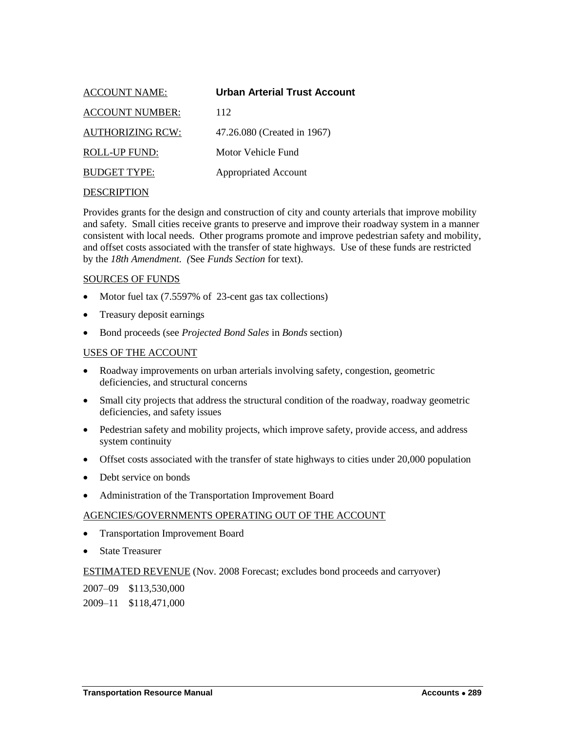ACCOUNT NAME: **Urban Arterial Trust Account**

ACCOUNT NUMBER: 112

AUTHORIZING RCW: 47.26.080 (Created in 1967)

ROLL-UP FUND: Motor Vehicle Fund

BUDGET TYPE: Appropriated Account

DESCRIPTION

Provides grants for the design and construction of city and county arterials that improve mobility and safety. Small cities receive grants to preserve and improve their roadway system in a manner consistent with local needs. Other programs promote and improve pedestrian safety and mobility, and offset costs associated with the transfer of state highways. Use of these funds are restricted by the *18th Amendment. (*See *Funds Section* for text).

SOURCES OF FUNDS

- Motor fuel tax (7.5597% of 23-cent gas tax collections)
- Treasury deposit earnings
- Bond proceeds (see *Projected Bond Sales* in *Bonds* section)

USES OF THE ACCOUNT

- Roadway improvements on urban arterials involving safety, congestion, geometric deficiencies, and structural concerns
- Small city projects that address the structural condition of the roadway, roadway geometric deficiencies, and safety issues
- Pedestrian safety and mobility projects, which improve safety, provide access, and address system continuity
- Offset costs associated with the transfer of state highways to cities under 20,000 population
- Debt service on bonds
- Administration of the Transportation Improvement Board

AGENCIES/GOVERNMENTS OPERATING OUT OF THE ACCOUNT

- Transportation Improvement Board
- State Treasurer

ESTIMATED REVENUE (Nov. 2008 Forecast; excludes bond proceeds and carryover)

2007–09 $113,530,000

2009–11 $118,471,000